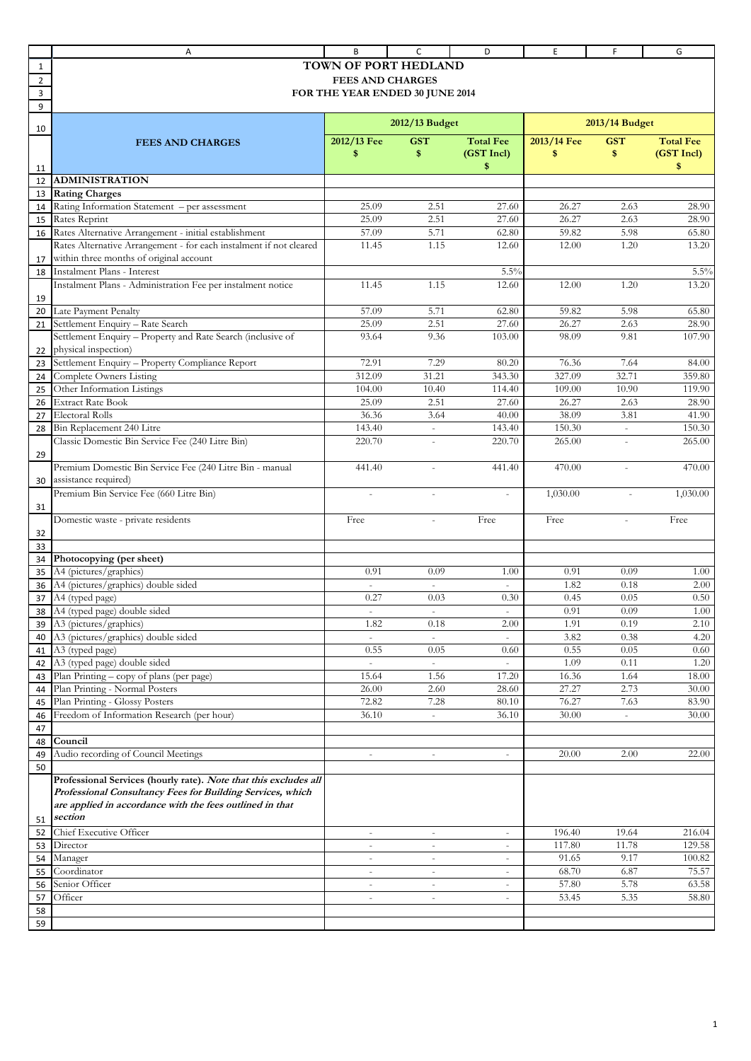# TOWN OF PORT HEDLAND

## FEES AND CHARGES

## FOR THE YEAR ENDED 30 JUNE 2014

| FEES AND CHARGES | 2012/13 Budget | | | 2013/14 Budget | | |
|---|---|---|---|---|---|---|
| | 2012/13 Fee $ | GST $ | Total Fee (GST Incl) $ | 2013/14 Fee $ | GST $ | Total Fee (GST Incl) $ |
| **ADMINISTRATION** | | | | | | |
| **Rating Charges** | | | | | | |
| Rating Information Statement – per assessment | 25.09 | 2.51 | 27.60 | 26.27 | 2.63 | 28.90 |
| Rates Reprint | 25.09 | 2.51 | 27.60 | 26.27 | 2.63 | 28.90 |
| Rates Alternative Arrangement - initial establishment | 57.09 | 5.71 | 62.80 | 59.82 | 5.98 | 65.80 |
| Rates Alternative Arrangement - for each instalment if not cleared within three months of original account | 11.45 | 1.15 | 12.60 | 12.00 | 1.20 | 13.20 |
| Instalment Plans - Interest | | | 5.5% | | | 5.5% |
| Instalment Plans - Administration Fee per instalment notice | 11.45 | 1.15 | 12.60 | 12.00 | 1.20 | 13.20 |
| Late Payment Penalty | 57.09 | 5.71 | 62.80 | 59.82 | 5.98 | 65.80 |
| Settlement Enquiry – Rate Search | 25.09 | 2.51 | 27.60 | 26.27 | 2.63 | 28.90 |
| Settlement Enquiry – Property and Rate Search (inclusive of physical inspection) | 93.64 | 9.36 | 103.00 | 98.09 | 9.81 | 107.90 |
| Settlement Enquiry – Property Compliance Report | 72.91 | 7.29 | 80.20 | 76.36 | 7.64 | 84.00 |
| Complete Owners Listing | 312.09 | 31.21 | 343.30 | 327.09 | 32.71 | 359.80 |
| Other Information Listings | 104.00 | 10.40 | 114.40 | 109.00 | 10.90 | 119.90 |
| Extract Rate Book | 25.09 | 2.51 | 27.60 | 26.27 | 2.63 | 28.90 |
| Electoral Rolls | 36.36 | 3.64 | 40.00 | 38.09 | 3.81 | 41.90 |
| Bin Replacement 240 Litre | 143.40 | - | 143.40 | 150.30 | - | 150.30 |
| Classic Domestic Bin Service Fee (240 Litre Bin) | 220.70 | - | 220.70 | 265.00 | - | 265.00 |
| Premium Domestic Bin Service Fee (240 Litre Bin - manual assistance required) | 441.40 | - | 441.40 | 470.00 | - | 470.00 |
| Premium Bin Service Fee (660 Litre Bin) | - | - | - | 1,030.00 | - | 1,030.00 |
| Domestic waste - private residents | Free | - | Free | Free | - | Free |
| | | | | | | |
| **Photocopying (per sheet)** | | | | | | |
| A4 (pictures/graphics) | 0.91 | 0.09 | 1.00 | 0.91 | 0.09 | 1.00 |
| A4 (pictures/graphics) double sided | - | - | - | 1.82 | 0.18 | 2.00 |
| A4 (typed page) | 0.27 | 0.03 | 0.30 | 0.45 | 0.05 | 0.50 |
| A4 (typed page) double sided | - | - | - | 0.91 | 0.09 | 1.00 |
| A3 (pictures/graphics) | 1.82 | 0.18 | 2.00 | 1.91 | 0.19 | 2.10 |
| A3 (pictures/graphics) double sided | - | - | - | 3.82 | 0.38 | 4.20 |
| A3 (typed page) | 0.55 | 0.05 | 0.60 | 0.55 | 0.05 | 0.60 |
| A3 (typed page) double sided | - | - | - | 1.09 | 0.11 | 1.20 |
| Plan Printing – copy of plans (per page) | 15.64 | 1.56 | 17.20 | 16.36 | 1.64 | 18.00 |
| Plan Printing - Normal Posters | 26.00 | 2.60 | 28.60 | 27.27 | 2.73 | 30.00 |
| Plan Printing - Glossy Posters | 72.82 | 7.28 | 80.10 | 76.27 | 7.63 | 83.90 |
| Freedom of Information Research (per hour) | 36.10 | - | 36.10 | 30.00 | - | 30.00 |
| | | | | | | |
| **Council** | | | | | | |
| Audio recording of Council Meetings | - | - | - | 20.00 | 2.00 | 22.00 |
| | | | | | | |
| **Professional Services (hourly rate).** ***Note that this excludes all Professional Consultancy Fees for Building Services, which are applied in accordance with the fees outlined in that section*** | | | | | | |
| Chief Executive Officer | - | - | - | 196.40 | 19.64 | 216.04 |
| Director | - | - | - | 117.80 | 11.78 | 129.58 |
| Manager | - | - | - | 91.65 | 9.17 | 100.82 |
| Coordinator | - | - | - | 68.70 | 6.87 | 75.57 |
| Senior Officer | - | - | - | 57.80 | 5.78 | 63.58 |
| Officer | - | - | - | 53.45 | 5.35 | 58.80 |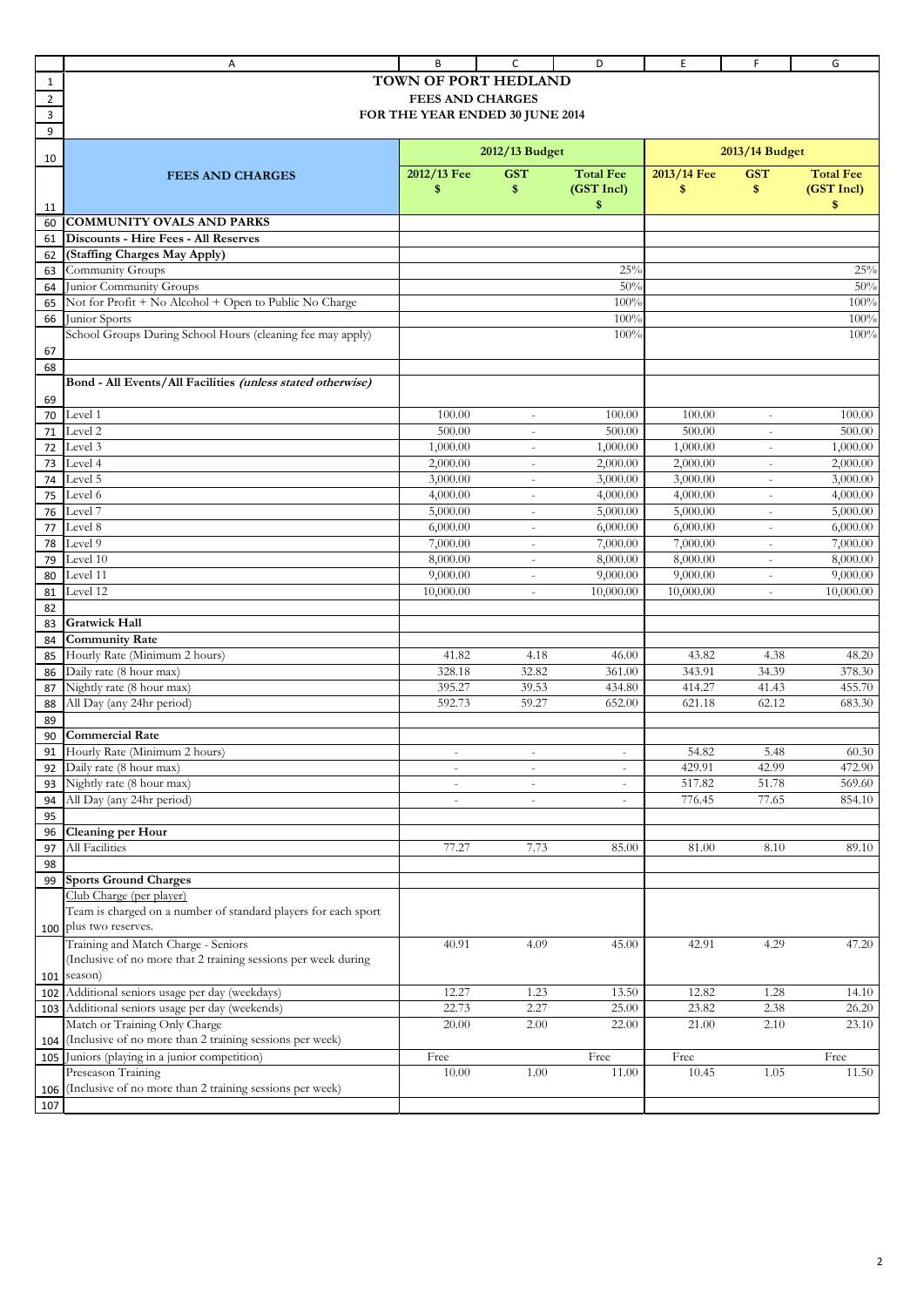# TOWN OF PORT HEDLAND

## FEES AND CHARGES

## FOR THE YEAR ENDED 30 JUNE 2014

| FEES AND CHARGES | 2012/13 Budget | | | 2013/14 Budget | | |
|---|---|---|---|---|---|---|
| | 2012/13 Fee $ | GST $ | Total Fee (GST Incl) $ | 2013/14 Fee $ | GST $ | Total Fee (GST Incl) $ |
| **COMMUNITY OVALS AND PARKS** | | | | | | |
| **Discounts - Hire Fees - All Reserves** | | | | | | |
| **(Staffing Charges May Apply)** | | | | | | |
| Community Groups | | | 25% | | | 25% |
| Junior Community Groups | | | 50% | | | 50% |
| Not for Profit + No Alcohol + Open to Public No Charge | | | 100% | | | 100% |
| Junior Sports | | | 100% | | | 100% |
| School Groups During School Hours (cleaning fee may apply) | | | 100% | | | 100% |
| | | | | | | |
| **Bond - All Events/All Facilities *(unless stated otherwise)*** | | | | | | |
| Level 1 | 100.00 | - | 100.00 | 100.00 | - | 100.00 |
| Level 2 | 500.00 | - | 500.00 | 500.00 | - | 500.00 |
| Level 3 | 1,000.00 | - | 1,000.00 | 1,000.00 | - | 1,000.00 |
| Level 4 | 2,000.00 | - | 2,000.00 | 2,000.00 | - | 2,000.00 |
| Level 5 | 3,000.00 | - | 3,000.00 | 3,000.00 | - | 3,000.00 |
| Level 6 | 4,000.00 | - | 4,000.00 | 4,000.00 | - | 4,000.00 |
| Level 7 | 5,000.00 | - | 5,000.00 | 5,000.00 | - | 5,000.00 |
| Level 8 | 6,000.00 | - | 6,000.00 | 6,000.00 | - | 6,000.00 |
| Level 9 | 7,000.00 | - | 7,000.00 | 7,000.00 | - | 7,000.00 |
| Level 10 | 8,000.00 | - | 8,000.00 | 8,000.00 | - | 8,000.00 |
| Level 11 | 9,000.00 | - | 9,000.00 | 9,000.00 | - | 9,000.00 |
| Level 12 | 10,000.00 | - | 10,000.00 | 10,000.00 | - | 10,000.00 |
| | | | | | | |
| **Gratwick Hall** | | | | | | |
| **Community Rate** | | | | | | |
| Hourly Rate (Minimum 2 hours) | 41.82 | 4.18 | 46.00 | 43.82 | 4.38 | 48.20 |
| Daily rate (8 hour max) | 328.18 | 32.82 | 361.00 | 343.91 | 34.39 | 378.30 |
| Nightly rate (8 hour max) | 395.27 | 39.53 | 434.80 | 414.27 | 41.43 | 455.70 |
| All Day (any 24hr period) | 592.73 | 59.27 | 652.00 | 621.18 | 62.12 | 683.30 |
| | | | | | | |
| **Commercial Rate** | | | | | | |
| Hourly Rate (Minimum 2 hours) | - | - | - | 54.82 | 5.48 | 60.30 |
| Daily rate (8 hour max) | - | - | - | 429.91 | 42.99 | 472.90 |
| Nightly rate (8 hour max) | - | - | - | 517.82 | 51.78 | 569.60 |
| All Day (any 24hr period) | - | - | - | 776.45 | 77.65 | 854.10 |
| | | | | | | |
| **Cleaning per Hour** | | | | | | |
| All Facilities | 77.27 | 7.73 | 85.00 | 81.00 | 8.10 | 89.10 |
| | | | | | | |
| **Sports Ground Charges** | | | | | | |
| Club Charge (per player) Team is charged on a number of standard players for each sport plus two reserves. | | | | | | |
| Training and Match Charge - Seniors (Inclusive of no more that 2 training sessions per week during season) | 40.91 | 4.09 | 45.00 | 42.91 | 4.29 | 47.20 |
| Additional seniors usage per day (weekdays) | 12.27 | 1.23 | 13.50 | 12.82 | 1.28 | 14.10 |
| Additional seniors usage per day (weekends) | 22.73 | 2.27 | 25.00 | 23.82 | 2.38 | 26.20 |
| Match or Training Only Charge (Inclusive of no more than 2 training sessions per week) | 20.00 | 2.00 | 22.00 | 21.00 | 2.10 | 23.10 |
| Juniors (playing in a junior competition) | Free | | Free | Free | | Free |
| Preseason Training (Inclusive of no more than 2 training sessions per week) | 10.00 | 1.00 | 11.00 | 10.45 | 1.05 | 11.50 |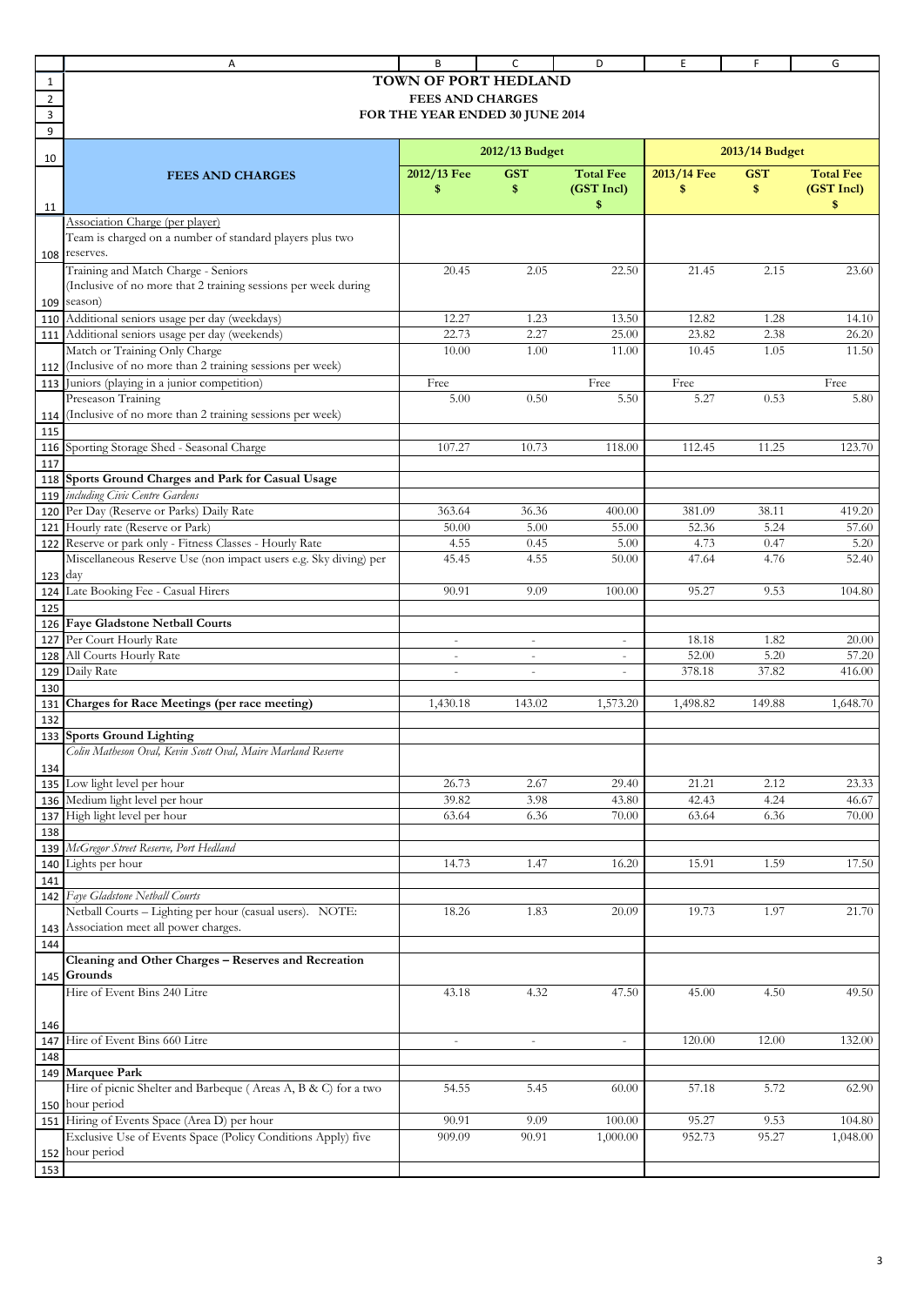# TOWN OF PORT HEDLAND

## FEES AND CHARGES

### FOR THE YEAR ENDED 30 JUNE 2014

| FEES AND CHARGES | 2012/13 Budget | | | 2013/14 Budget | | |
|---|---|---|---|---|---|---|
| | 2012/13 Fee $ | GST $ | Total Fee (GST Incl) $ | 2013/14 Fee $ | GST $ | Total Fee (GST Incl) $ |
| Association Charge (per player) Team is charged on a number of standard players plus two reserves. | | | | | | |
| Training and Match Charge - Seniors (Inclusive of no more that 2 training sessions per week during season) | 20.45 | 2.05 | 22.50 | 21.45 | 2.15 | 23.60 |
| Additional seniors usage per day (weekdays) | 12.27 | 1.23 | 13.50 | 12.82 | 1.28 | 14.10 |
| Additional seniors usage per day (weekends) | 22.73 | 2.27 | 25.00 | 23.82 | 2.38 | 26.20 |
| Match or Training Only Charge (Inclusive of no more than 2 training sessions per week) | 10.00 | 1.00 | 11.00 | 10.45 | 1.05 | 11.50 |
| Juniors (playing in a junior competition) | Free | | Free | Free | | Free |
| Preseason Training (Inclusive of no more than 2 training sessions per week) | 5.00 | 0.50 | 5.50 | 5.27 | 0.53 | 5.80 |
| | | | | | | |
| Sporting Storage Shed - Seasonal Charge | 107.27 | 10.73 | 118.00 | 112.45 | 11.25 | 123.70 |
| | | | | | | |
| **Sports Ground Charges and Park for Casual Usage** | | | | | | |
| *including Civic Centre Gardens* | | | | | | |
| Per Day (Reserve or Parks) Daily Rate | 363.64 | 36.36 | 400.00 | 381.09 | 38.11 | 419.20 |
| Hourly rate (Reserve or Park) | 50.00 | 5.00 | 55.00 | 52.36 | 5.24 | 57.60 |
| Reserve or park only - Fitness Classes - Hourly Rate | 4.55 | 0.45 | 5.00 | 4.73 | 0.47 | 5.20 |
| Miscellaneous Reserve Use (non impact users e.g. Sky diving) per day | 45.45 | 4.55 | 50.00 | 47.64 | 4.76 | 52.40 |
| Late Booking Fee - Casual Hirers | 90.91 | 9.09 | 100.00 | 95.27 | 9.53 | 104.80 |
| | | | | | | |
| **Faye Gladstone Netball Courts** | | | | | | |
| Per Court Hourly Rate | - | - | - | 18.18 | 1.82 | 20.00 |
| All Courts Hourly Rate | - | - | - | 52.00 | 5.20 | 57.20 |
| Daily Rate | - | - | - | 378.18 | 37.82 | 416.00 |
| | | | | | | |
| **Charges for Race Meetings (per race meeting)** | 1,430.18 | 143.02 | 1,573.20 | 1,498.82 | 149.88 | 1,648.70 |
| | | | | | | |
| **Sports Ground Lighting** | | | | | | |
| *Colin Matheson Oval, Kevin Scott Oval, Maire Marland Reserve* | | | | | | |
| Low light level per hour | 26.73 | 2.67 | 29.40 | 21.21 | 2.12 | 23.33 |
| Medium light level per hour | 39.82 | 3.98 | 43.80 | 42.43 | 4.24 | 46.67 |
| High light level per hour | 63.64 | 6.36 | 70.00 | 63.64 | 6.36 | 70.00 |
| | | | | | | |
| *McGregor Street Reserve, Port Hedland* | | | | | | |
| Lights per hour | 14.73 | 1.47 | 16.20 | 15.91 | 1.59 | 17.50 |
| | | | | | | |
| *Faye Gladstone Netball Courts* | | | | | | |
| Netball Courts – Lighting per hour (casual users). NOTE: Association meet all power charges. | 18.26 | 1.83 | 20.09 | 19.73 | 1.97 | 21.70 |
| | | | | | | |
| **Cleaning and Other Charges – Reserves and Recreation Grounds** | | | | | | |
| Hire of Event Bins 240 Litre | 43.18 | 4.32 | 47.50 | 45.00 | 4.50 | 49.50 |
| Hire of Event Bins 660 Litre | - | - | - | 120.00 | 12.00 | 132.00 |
| | | | | | | |
| **Marquee Park** | | | | | | |
| Hire of picnic Shelter and Barbeque ( Areas A, B & C) for a two hour period | 54.55 | 5.45 | 60.00 | 57.18 | 5.72 | 62.90 |
| Hiring of Events Space (Area D) per hour | 90.91 | 9.09 | 100.00 | 95.27 | 9.53 | 104.80 |
| Exclusive Use of Events Space (Policy Conditions Apply) five hour period | 909.09 | 90.91 | 1,000.00 | 952.73 | 95.27 | 1,048.00 |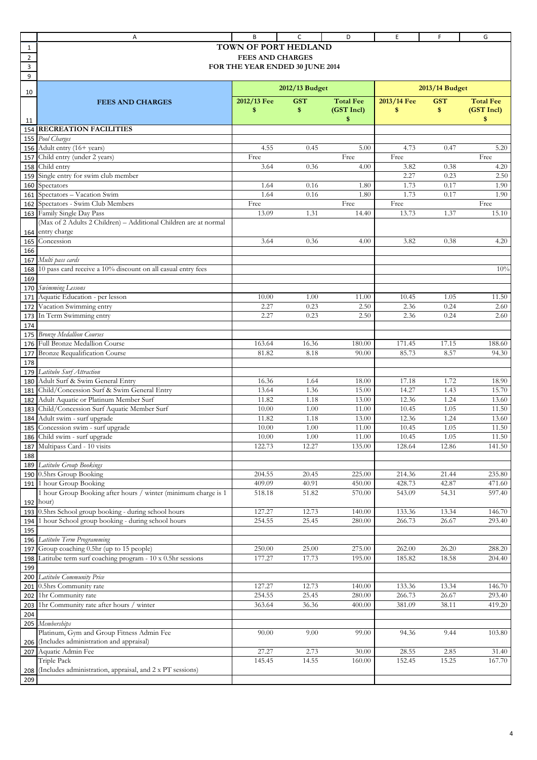# TOWN OF PORT HEDLAND

## FEES AND CHARGES

## FOR THE YEAR ENDED 30 JUNE 2014

| FEES AND CHARGES | 2012/13 Budget | | | 2013/14 Budget | | |
|---|---|---|---|---|---|---|
| | 2012/13 Fee $ | GST $ | Total Fee (GST Incl) $ | 2013/14 Fee $ | GST $ | Total Fee (GST Incl) $ |
| **RECREATION FACILITIES** | | | | | | |
| *Pool Charges* | | | | | | |
| Adult entry (16+ years) | 4.55 | 0.45 | 5.00 | 4.73 | 0.47 | 5.20 |
| Child entry (under 2 years) | Free | | Free | Free | | Free |
| Child entry | 3.64 | 0.36 | 4.00 | 3.82 | 0.38 | 4.20 |
| Single entry for swim club member | | | | 2.27 | 0.23 | 2.50 |
| Spectators | 1.64 | 0.16 | 1.80 | 1.73 | 0.17 | 1.90 |
| Spectators – Vacation Swim | 1.64 | 0.16 | 1.80 | 1.73 | 0.17 | 1.90 |
| Spectators - Swim Club Members | Free | | Free | Free | | Free |
| Family Single Day Pass | 13.09 | 1.31 | 14.40 | 13.73 | 1.37 | 15.10 |
| (Max of 2 Adults 2 Children) – Additional Children are at normal entry charge | | | | | | |
| Concession | 3.64 | 0.36 | 4.00 | 3.82 | 0.38 | 4.20 |
| | | | | | | |
| *Multi pass cards* | | | | | | |
| 10 pass card receive a 10% discount on all casual entry fees | | | | | | 10% |
| | | | | | | |
| *Swimming Lessons* | | | | | | |
| Aquatic Education - per lesson | 10.00 | 1.00 | 11.00 | 10.45 | 1.05 | 11.50 |
| Vacation Swimming entry | 2.27 | 0.23 | 2.50 | 2.36 | 0.24 | 2.60 |
| In Term Swimming entry | 2.27 | 0.23 | 2.50 | 2.36 | 0.24 | 2.60 |
| | | | | | | |
| *Bronze Medallion Courses* | | | | | | |
| Full Bronze Medallion Course | 163.64 | 16.36 | 180.00 | 171.45 | 17.15 | 188.60 |
| Bronze Requalification Course | 81.82 | 8.18 | 90.00 | 85.73 | 8.57 | 94.30 |
| | | | | | | |
| *Latitube Surf Attraction* | | | | | | |
| Adult Surf & Swim General Entry | 16.36 | 1.64 | 18.00 | 17.18 | 1.72 | 18.90 |
| Child/Concession Surf & Swim General Entry | 13.64 | 1.36 | 15.00 | 14.27 | 1.43 | 15.70 |
| Adult Aquatic or Platinum Member Surf | 11.82 | 1.18 | 13.00 | 12.36 | 1.24 | 13.60 |
| Child/Concession Surf Aquatic Member Surf | 10.00 | 1.00 | 11.00 | 10.45 | 1.05 | 11.50 |
| Adult swim - surf upgrade | 11.82 | 1.18 | 13.00 | 12.36 | 1.24 | 13.60 |
| Concession swim - surf upgrade | 10.00 | 1.00 | 11.00 | 10.45 | 1.05 | 11.50 |
| Child swim - surf upgrade | 10.00 | 1.00 | 11.00 | 10.45 | 1.05 | 11.50 |
| Multipass Card - 10 visits | 122.73 | 12.27 | 135.00 | 128.64 | 12.86 | 141.50 |
| | | | | | | |
| *Latitube Group Bookings* | | | | | | |
| 0.5hrs Group Booking | 204.55 | 20.45 | 225.00 | 214.36 | 21.44 | 235.80 |
| 1 hour Group Booking | 409.09 | 40.91 | 450.00 | 428.73 | 42.87 | 471.60 |
| 1 hour Group Booking after hours / winter (minimum charge is 1 hour) | 518.18 | 51.82 | 570.00 | 543.09 | 54.31 | 597.40 |
| 0.5hrs School group booking - during school hours | 127.27 | 12.73 | 140.00 | 133.36 | 13.34 | 146.70 |
| 1 hour School group booking - during school hours | 254.55 | 25.45 | 280.00 | 266.73 | 26.67 | 293.40 |
| | | | | | | |
| *Latitube Term Programming* | | | | | | |
| Group coaching 0.5hr (up to 15 people) | 250.00 | 25.00 | 275.00 | 262.00 | 26.20 | 288.20 |
| Latitube term surf coaching program - 10 x 0.5hr sessions | 177.27 | 17.73 | 195.00 | 185.82 | 18.58 | 204.40 |
| | | | | | | |
| *Latitube Community Price* | | | | | | |
| 0.5hrs Community rate | 127.27 | 12.73 | 140.00 | 133.36 | 13.34 | 146.70 |
| 1hr Community rate | 254.55 | 25.45 | 280.00 | 266.73 | 26.67 | 293.40 |
| 1hr Community rate after hours / winter | 363.64 | 36.36 | 400.00 | 381.09 | 38.11 | 419.20 |
| | | | | | | |
| *Memberships* | | | | | | |
| Platinum, Gym and Group Fitness Admin Fee (Includes administration and appraisal) | 90.00 | 9.00 | 99.00 | 94.36 | 9.44 | 103.80 |
| Aquatic Admin Fee | 27.27 | 2.73 | 30.00 | 28.55 | 2.85 | 31.40 |
| Triple Pack (Includes administration, appraisal, and 2 x PT sessions) | 145.45 | 14.55 | 160.00 | 152.45 | 15.25 | 167.70 |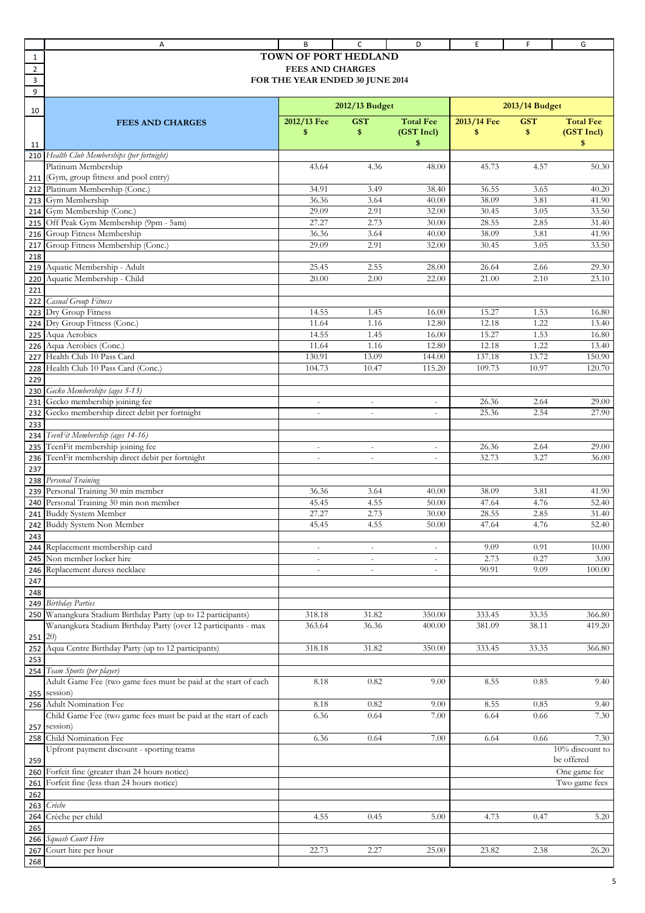**TOWN OF PORT HEDLAND**
**FEES AND CHARGES**
**FOR THE YEAR ENDED 30 JUNE 2014**

| FEES AND CHARGES | 2012/13 Budget | | | 2013/14 Budget | | |
|---|---|---|---|---|---|---|
| | 2012/13 Fee $ | GST $ | Total Fee (GST Incl) $ | 2013/14 Fee $ | GST $ | Total Fee (GST Incl) $ |
| *Health Club Memberships (per fortnight)* | | | | | | |
| Platinum Membership (Gym, group fitness and pool entry) | 43.64 | 4.36 | 48.00 | 45.73 | 4.57 | 50.30 |
| Platinum Membership (Conc.) | 34.91 | 3.49 | 38.40 | 36.55 | 3.65 | 40.20 |
| Gym Membership | 36.36 | 3.64 | 40.00 | 38.09 | 3.81 | 41.90 |
| Gym Membership (Conc.) | 29.09 | 2.91 | 32.00 | 30.45 | 3.05 | 33.50 |
| Off Peak Gym Membership (9pm - 5am) | 27.27 | 2.73 | 30.00 | 28.55 | 2.85 | 31.40 |
| Group Fitness Membership | 36.36 | 3.64 | 40.00 | 38.09 | 3.81 | 41.90 |
| Group Fitness Membership (Conc.) | 29.09 | 2.91 | 32.00 | 30.45 | 3.05 | 33.50 |
| | | | | | | |
| Aquatic Membership - Adult | 25.45 | 2.55 | 28.00 | 26.64 | 2.66 | 29.30 |
| Aquatic Membership - Child | 20.00 | 2.00 | 22.00 | 21.00 | 2.10 | 23.10 |
| | | | | | | |
| *Casual Group Fitness* | | | | | | |
| Dry Group Fitness | 14.55 | 1.45 | 16.00 | 15.27 | 1.53 | 16.80 |
| Dry Group Fitness (Conc.) | 11.64 | 1.16 | 12.80 | 12.18 | 1.22 | 13.40 |
| Aqua Aerobics | 14.55 | 1.45 | 16.00 | 15.27 | 1.53 | 16.80 |
| Aqua Aerobics (Conc.) | 11.64 | 1.16 | 12.80 | 12.18 | 1.22 | 13.40 |
| Health Club 10 Pass Card | 130.91 | 13.09 | 144.00 | 137.18 | 13.72 | 150.90 |
| Health Club 10 Pass Card (Conc.) | 104.73 | 10.47 | 115.20 | 109.73 | 10.97 | 120.70 |
| | | | | | | |
| *Gecko Memberships (ages 5-13)* | | | | | | |
| Gecko membership joining fee | - | - | - | 26.36 | 2.64 | 29.00 |
| Gecko membership direct debit per fortnight | - | - | - | 25.36 | 2.54 | 27.90 |
| | | | | | | |
| *TeenFit Membership (ages 14-16)* | | | | | | |
| TeenFit membership joining fee | - | - | - | 26.36 | 2.64 | 29.00 |
| TeenFit membership direct debit per fortnight | - | - | - | 32.73 | 3.27 | 36.00 |
| | | | | | | |
| *Personal Training* | | | | | | |
| Personal Training 30 min member | 36.36 | 3.64 | 40.00 | 38.09 | 3.81 | 41.90 |
| Personal Training 30 min non member | 45.45 | 4.55 | 50.00 | 47.64 | 4.76 | 52.40 |
| Buddy System Member | 27.27 | 2.73 | 30.00 | 28.55 | 2.85 | 31.40 |
| Buddy System Non Member | 45.45 | 4.55 | 50.00 | 47.64 | 4.76 | 52.40 |
| | | | | | | |
| Replacement membership card | - | - | - | 9.09 | 0.91 | 10.00 |
| Non member locker hire | - | - | - | 2.73 | 0.27 | 3.00 |
| Replacement duress necklace | - | - | - | 90.91 | 9.09 | 100.00 |
| | | | | | | |
| | | | | | | |
| *Birthday Parties* | | | | | | |
| Wanangkura Stadium Birthday Party (up to 12 participants) | 318.18 | 31.82 | 350.00 | 333.45 | 33.35 | 366.80 |
| Wanangkura Stadium Birthday Party (over 12 participants - max 20) | 363.64 | 36.36 | 400.00 | 381.09 | 38.11 | 419.20 |
| Aqua Centre Birthday Party (up to 12 participants) | 318.18 | 31.82 | 350.00 | 333.45 | 33.35 | 366.80 |
| | | | | | | |
| *Team Sports (per player)* | | | | | | |
| Adult Game Fee (two game fees must be paid at the start of each session) | 8.18 | 0.82 | 9.00 | 8.55 | 0.85 | 9.40 |
| Adult Nomination Fee | 8.18 | 0.82 | 9.00 | 8.55 | 0.85 | 9.40 |
| Child Game Fee (two game fees must be paid at the start of each session) | 6.36 | 0.64 | 7.00 | 6.64 | 0.66 | 7.30 |
| Child Nomination Fee | 6.36 | 0.64 | 7.00 | 6.64 | 0.66 | 7.30 |
| Upfront payment discount - sporting teams | | | | | | 10% discount to be offered |
| Forfeit fine (greater than 24 hours notice) | | | | | | One game fee |
| Forfeit fine (less than 24 hours notice) | | | | | | Two game fees |
| | | | | | | |
| *Crèche* | | | | | | |
| Crèche per child | 4.55 | 0.45 | 5.00 | 4.73 | 0.47 | 5.20 |
| | | | | | | |
| *Squash Court Hire* | | | | | | |
| Court hire per hour | 22.73 | 2.27 | 25.00 | 23.82 | 2.38 | 26.20 |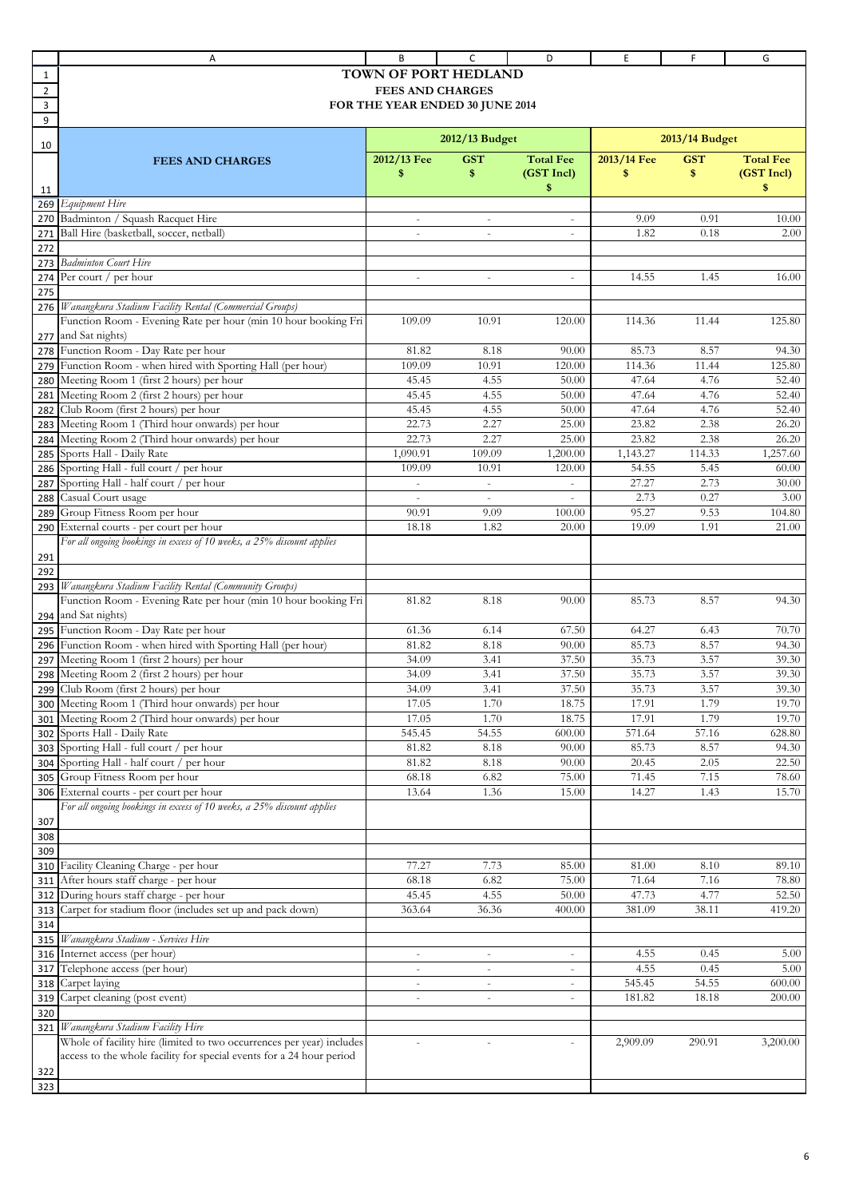# TOWN OF PORT HEDLAND

## FEES AND CHARGES

## FOR THE YEAR ENDED 30 JUNE 2014

| FEES AND CHARGES | 2012/13 Budget | | | 2013/14 Budget | | |
|---|---|---|---|---|---|---|
| | 2012/13 Fee $ | GST $ | Total Fee (GST Incl) $ | 2013/14 Fee $ | GST $ | Total Fee (GST Incl) $ |
| *Equipment Hire* | | | | | | |
| Badminton / Squash Racquet Hire | - | - | - | 9.09 | 0.91 | 10.00 |
| Ball Hire (basketball, soccer, netball) | - | - | - | 1.82 | 0.18 | 2.00 |
| | | | | | | |
| *Badminton Court Hire* | | | | | | |
| Per court / per hour | - | - | - | 14.55 | 1.45 | 16.00 |
| | | | | | | |
| *Wanangkura Stadium Facility Rental (Commercial Groups)* | | | | | | |
| Function Room - Evening Rate per hour (min 10 hour booking Fri and Sat nights) | 109.09 | 10.91 | 120.00 | 114.36 | 11.44 | 125.80 |
| Function Room - Day Rate per hour | 81.82 | 8.18 | 90.00 | 85.73 | 8.57 | 94.30 |
| Function Room - when hired with Sporting Hall (per hour) | 109.09 | 10.91 | 120.00 | 114.36 | 11.44 | 125.80 |
| Meeting Room 1 (first 2 hours) per hour | 45.45 | 4.55 | 50.00 | 47.64 | 4.76 | 52.40 |
| Meeting Room 2 (first 2 hours) per hour | 45.45 | 4.55 | 50.00 | 47.64 | 4.76 | 52.40 |
| Club Room (first 2 hours) per hour | 45.45 | 4.55 | 50.00 | 47.64 | 4.76 | 52.40 |
| Meeting Room 1 (Third hour onwards) per hour | 22.73 | 2.27 | 25.00 | 23.82 | 2.38 | 26.20 |
| Meeting Room 2 (Third hour onwards) per hour | 22.73 | 2.27 | 25.00 | 23.82 | 2.38 | 26.20 |
| Sports Hall - Daily Rate | 1,090.91 | 109.09 | 1,200.00 | 1,143.27 | 114.33 | 1,257.60 |
| Sporting Hall - full court / per hour | 109.09 | 10.91 | 120.00 | 54.55 | 5.45 | 60.00 |
| Sporting Hall - half court / per hour | - | - | - | 27.27 | 2.73 | 30.00 |
| Casual Court usage | - | - | - | 2.73 | 0.27 | 3.00 |
| Group Fitness Room per hour | 90.91 | 9.09 | 100.00 | 95.27 | 9.53 | 104.80 |
| External courts - per court per hour | 18.18 | 1.82 | 20.00 | 19.09 | 1.91 | 21.00 |
| *For all ongoing bookings in excess of 10 weeks, a 25% discount applies* | | | | | | |
| | | | | | | |
| *Wanangkura Stadium Facility Rental (Community Groups)* | | | | | | |
| Function Room - Evening Rate per hour (min 10 hour booking Fri and Sat nights) | 81.82 | 8.18 | 90.00 | 85.73 | 8.57 | 94.30 |
| Function Room - Day Rate per hour | 61.36 | 6.14 | 67.50 | 64.27 | 6.43 | 70.70 |
| Function Room - when hired with Sporting Hall (per hour) | 81.82 | 8.18 | 90.00 | 85.73 | 8.57 | 94.30 |
| Meeting Room 1 (first 2 hours) per hour | 34.09 | 3.41 | 37.50 | 35.73 | 3.57 | 39.30 |
| Meeting Room 2 (first 2 hours) per hour | 34.09 | 3.41 | 37.50 | 35.73 | 3.57 | 39.30 |
| Club Room (first 2 hours) per hour | 34.09 | 3.41 | 37.50 | 35.73 | 3.57 | 39.30 |
| Meeting Room 1 (Third hour onwards) per hour | 17.05 | 1.70 | 18.75 | 17.91 | 1.79 | 19.70 |
| Meeting Room 2 (Third hour onwards) per hour | 17.05 | 1.70 | 18.75 | 17.91 | 1.79 | 19.70 |
| Sports Hall - Daily Rate | 545.45 | 54.55 | 600.00 | 571.64 | 57.16 | 628.80 |
| Sporting Hall - full court / per hour | 81.82 | 8.18 | 90.00 | 85.73 | 8.57 | 94.30 |
| Sporting Hall - half court / per hour | 81.82 | 8.18 | 90.00 | 20.45 | 2.05 | 22.50 |
| Group Fitness Room per hour | 68.18 | 6.82 | 75.00 | 71.45 | 7.15 | 78.60 |
| External courts - per court per hour | 13.64 | 1.36 | 15.00 | 14.27 | 1.43 | 15.70 |
| *For all ongoing bookings in excess of 10 weeks, a 25% discount applies* | | | | | | |
| | | | | | | |
| | | | | | | |
| Facility Cleaning Charge - per hour | 77.27 | 7.73 | 85.00 | 81.00 | 8.10 | 89.10 |
| After hours staff charge - per hour | 68.18 | 6.82 | 75.00 | 71.64 | 7.16 | 78.80 |
| During hours staff charge - per hour | 45.45 | 4.55 | 50.00 | 47.73 | 4.77 | 52.50 |
| Carpet for stadium floor (includes set up and pack down) | 363.64 | 36.36 | 400.00 | 381.09 | 38.11 | 419.20 |
| | | | | | | |
| *Wanangkura Stadium - Services Hire* | | | | | | |
| Internet access (per hour) | - | - | - | 4.55 | 0.45 | 5.00 |
| Telephone access (per hour) | - | - | - | 4.55 | 0.45 | 5.00 |
| Carpet laying | - | - | - | 545.45 | 54.55 | 600.00 |
| Carpet cleaning (post event) | - | - | - | 181.82 | 18.18 | 200.00 |
| | | | | | | |
| *Wanangkura Stadium Facility Hire* | | | | | | |
| Whole of facility hire (limited to two occurrences per year) includes access to the whole facility for special events for a 24 hour period | - | - | - | 2,909.09 | 290.91 | 3,200.00 |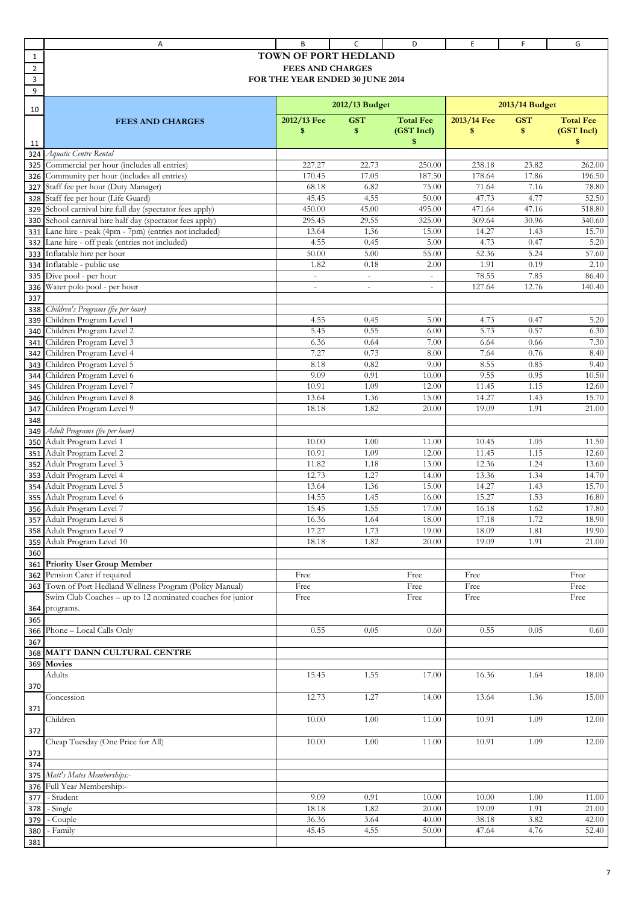# TOWN OF PORT HEDLAND
## FEES AND CHARGES
## FOR THE YEAR ENDED 30 JUNE 2014

| FEES AND CHARGES | 2012/13 Budget | | | 2013/14 Budget | | |
|---|---|---|---|---|---|---|
| | 2012/13 Fee $ | GST $ | Total Fee (GST Incl) $ | 2013/14 Fee $ | GST $ | Total Fee (GST Incl) $ |
| *Aquatic Centre Rental* | | | | | | |
| Commercial per hour (includes all entries) | 227.27 | 22.73 | 250.00 | 238.18 | 23.82 | 262.00 |
| Community per hour (includes all entries) | 170.45 | 17.05 | 187.50 | 178.64 | 17.86 | 196.50 |
| Staff fee per hour (Duty Manager) | 68.18 | 6.82 | 75.00 | 71.64 | 7.16 | 78.80 |
| Staff fee per hour (Life Guard) | 45.45 | 4.55 | 50.00 | 47.73 | 4.77 | 52.50 |
| School carnival hire full day (spectator fees apply) | 450.00 | 45.00 | 495.00 | 471.64 | 47.16 | 518.80 |
| School carnival hire half day (spectator fees apply) | 295.45 | 29.55 | 325.00 | 309.64 | 30.96 | 340.60 |
| Lane hire - peak (4pm - 7pm) (entries not included) | 13.64 | 1.36 | 15.00 | 14.27 | 1.43 | 15.70 |
| Lane hire - off peak (entries not included) | 4.55 | 0.45 | 5.00 | 4.73 | 0.47 | 5.20 |
| Inflatable hire per hour | 50.00 | 5.00 | 55.00 | 52.36 | 5.24 | 57.60 |
| Inflatable - public use | 1.82 | 0.18 | 2.00 | 1.91 | 0.19 | 2.10 |
| Dive pool - per hour | - | - | - | 78.55 | 7.85 | 86.40 |
| Water polo pool - per hour | - | - | - | 127.64 | 12.76 | 140.40 |
| | | | | | | |
| *Children's Programs (fee per hour)* | | | | | | |
| Children Program Level 1 | 4.55 | 0.45 | 5.00 | 4.73 | 0.47 | 5.20 |
| Children Program Level 2 | 5.45 | 0.55 | 6.00 | 5.73 | 0.57 | 6.30 |
| Children Program Level 3 | 6.36 | 0.64 | 7.00 | 6.64 | 0.66 | 7.30 |
| Children Program Level 4 | 7.27 | 0.73 | 8.00 | 7.64 | 0.76 | 8.40 |
| Children Program Level 5 | 8.18 | 0.82 | 9.00 | 8.55 | 0.85 | 9.40 |
| Children Program Level 6 | 9.09 | 0.91 | 10.00 | 9.55 | 0.95 | 10.50 |
| Children Program Level 7 | 10.91 | 1.09 | 12.00 | 11.45 | 1.15 | 12.60 |
| Children Program Level 8 | 13.64 | 1.36 | 15.00 | 14.27 | 1.43 | 15.70 |
| Children Program Level 9 | 18.18 | 1.82 | 20.00 | 19.09 | 1.91 | 21.00 |
| | | | | | | |
| *Adult Programs (fee per hour)* | | | | | | |
| Adult Program Level 1 | 10.00 | 1.00 | 11.00 | 10.45 | 1.05 | 11.50 |
| Adult Program Level 2 | 10.91 | 1.09 | 12.00 | 11.45 | 1.15 | 12.60 |
| Adult Program Level 3 | 11.82 | 1.18 | 13.00 | 12.36 | 1.24 | 13.60 |
| Adult Program Level 4 | 12.73 | 1.27 | 14.00 | 13.36 | 1.34 | 14.70 |
| Adult Program Level 5 | 13.64 | 1.36 | 15.00 | 14.27 | 1.43 | 15.70 |
| Adult Program Level 6 | 14.55 | 1.45 | 16.00 | 15.27 | 1.53 | 16.80 |
| Adult Program Level 7 | 15.45 | 1.55 | 17.00 | 16.18 | 1.62 | 17.80 |
| Adult Program Level 8 | 16.36 | 1.64 | 18.00 | 17.18 | 1.72 | 18.90 |
| Adult Program Level 9 | 17.27 | 1.73 | 19.00 | 18.09 | 1.81 | 19.90 |
| Adult Program Level 10 | 18.18 | 1.82 | 20.00 | 19.09 | 1.91 | 21.00 |
| | | | | | | |
| **Priority User Group Member** | | | | | | |
| Pension Carer if required | Free | | Free | Free | | Free |
| Town of Port Hedland Wellness Program (Policy Manual) | Free | | Free | Free | | Free |
| Swim Club Coaches – up to 12 nominated coaches for junior programs. | Free | | Free | Free | | Free |
| | | | | | | |
| Phone – Local Calls Only | 0.55 | 0.05 | 0.60 | 0.55 | 0.05 | 0.60 |
| | | | | | | |
| **MATT DANN CULTURAL CENTRE** | | | | | | |
| **Movies** | | | | | | |
| Adults | 15.45 | 1.55 | 17.00 | 16.36 | 1.64 | 18.00 |
| Concession | 12.73 | 1.27 | 14.00 | 13.64 | 1.36 | 15.00 |
| Children | 10.00 | 1.00 | 11.00 | 10.91 | 1.09 | 12.00 |
| Cheap Tuesday (One Price for All) | 10.00 | 1.00 | 11.00 | 10.91 | 1.09 | 12.00 |
| | | | | | | |
| *Matt's Mates Memberships:-* | | | | | | |
| Full Year Membership:- | | | | | | |
| - Student | 9.09 | 0.91 | 10.00 | 10.00 | 1.00 | 11.00 |
| - Single | 18.18 | 1.82 | 20.00 | 19.09 | 1.91 | 21.00 |
| - Couple | 36.36 | 3.64 | 40.00 | 38.18 | 3.82 | 42.00 |
| - Family | 45.45 | 4.55 | 50.00 | 47.64 | 4.76 | 52.40 |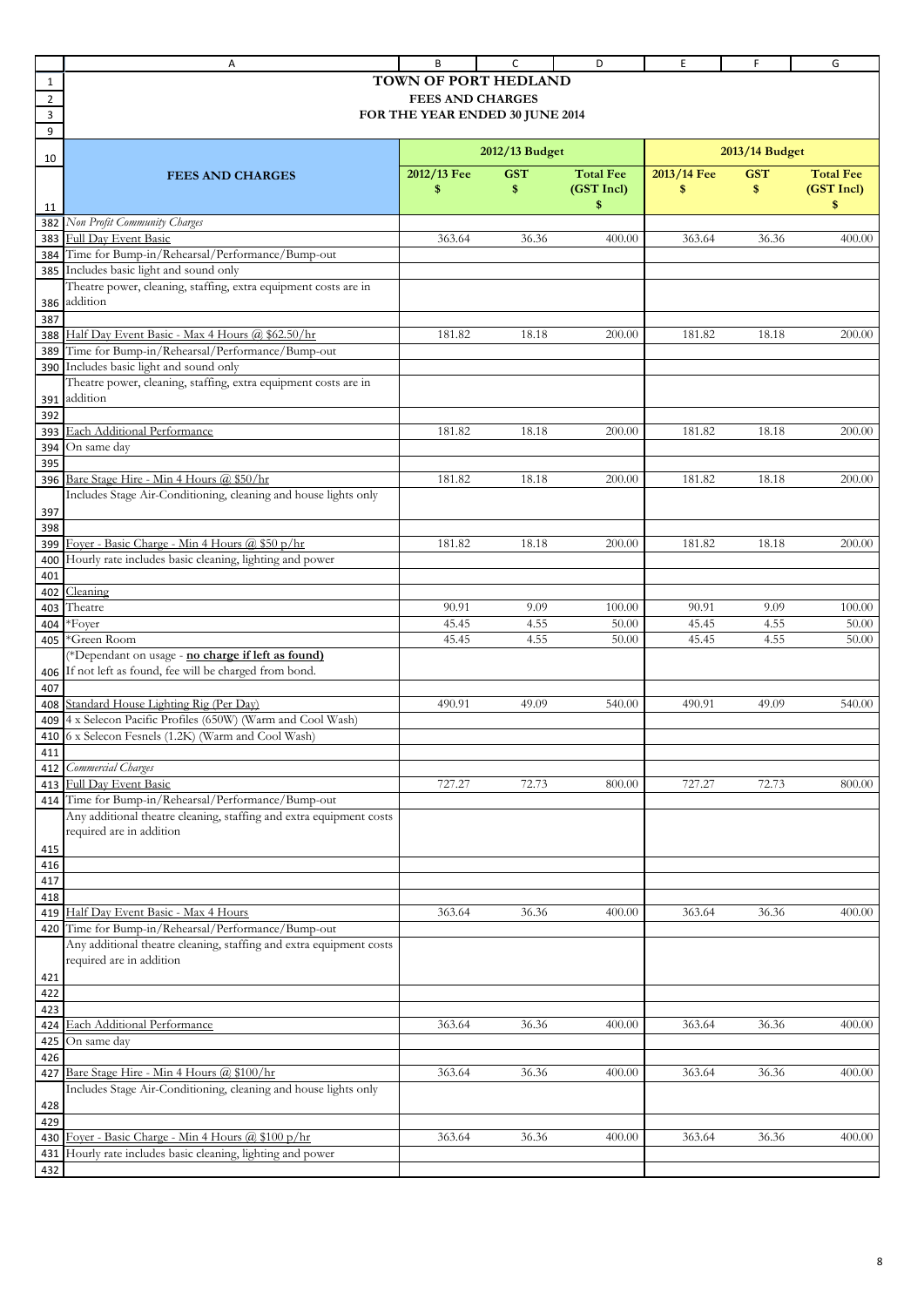# TOWN OF PORT HEDLAND

## FEES AND CHARGES

## FOR THE YEAR ENDED 30 JUNE 2014

| FEES AND CHARGES | 2012/13 Budget | | | 2013/14 Budget | | |
|---|---|---|---|---|---|---|
| | 2012/13 Fee $ | GST $ | Total Fee (GST Incl) $ | 2013/14 Fee $ | GST $ | Total Fee (GST Incl) $ |
| *Non Profit Community Charges* | | | | | | |
| Full Day Event Basic | 363.64 | 36.36 | 400.00 | 363.64 | 36.36 | 400.00 |
| Time for Bump-in/Rehearsal/Performance/Bump-out | | | | | | |
| Includes basic light and sound only | | | | | | |
| Theatre power, cleaning, staffing, extra equipment costs are in addition | | | | | | |
| | | | | | | |
| Half Day Event Basic - Max 4 Hours @ $62.50/hr | 181.82 | 18.18 | 200.00 | 181.82 | 18.18 | 200.00 |
| Time for Bump-in/Rehearsal/Performance/Bump-out | | | | | | |
| Includes basic light and sound only | | | | | | |
| Theatre power, cleaning, staffing, extra equipment costs are in addition | | | | | | |
| | | | | | | |
| Each Additional Performance | 181.82 | 18.18 | 200.00 | 181.82 | 18.18 | 200.00 |
| On same day | | | | | | |
| | | | | | | |
| Bare Stage Hire - Min 4 Hours @ $50/hr | 181.82 | 18.18 | 200.00 | 181.82 | 18.18 | 200.00 |
| Includes Stage Air-Conditioning, cleaning and house lights only | | | | | | |
| | | | | | | |
| Foyer - Basic Charge - Min 4 Hours @ $50 p/hr | 181.82 | 18.18 | 200.00 | 181.82 | 18.18 | 200.00 |
| Hourly rate includes basic cleaning, lighting and power | | | | | | |
| | | | | | | |
| Cleaning | | | | | | |
| Theatre | 90.91 | 9.09 | 100.00 | 90.91 | 9.09 | 100.00 |
| *Foyer | 45.45 | 4.55 | 50.00 | 45.45 | 4.55 | 50.00 |
| *Green Room | 45.45 | 4.55 | 50.00 | 45.45 | 4.55 | 50.00 |
| (*Dependant on usage - **no charge if left as found)** If not left as found, fee will be charged from bond. | | | | | | |
| | | | | | | |
| Standard House Lighting Rig (Per Day) | 490.91 | 49.09 | 540.00 | 490.91 | 49.09 | 540.00 |
| 4 x Selecon Pacific Profiles (650W) (Warm and Cool Wash) | | | | | | |
| 6 x Selecon Fesnels (1.2K) (Warm and Cool Wash) | | | | | | |
| | | | | | | |
| *Commercial Charges* | | | | | | |
| Full Day Event Basic | 727.27 | 72.73 | 800.00 | 727.27 | 72.73 | 800.00 |
| Time for Bump-in/Rehearsal/Performance/Bump-out | | | | | | |
| Any additional theatre cleaning, staffing and extra equipment costs required are in addition | | | | | | |
| | | | | | | |
| | | | | | | |
| | | | | | | |
| Half Day Event Basic - Max 4 Hours | 363.64 | 36.36 | 400.00 | 363.64 | 36.36 | 400.00 |
| Time for Bump-in/Rehearsal/Performance/Bump-out | | | | | | |
| Any additional theatre cleaning, staffing and extra equipment costs required are in addition | | | | | | |
| | | | | | | |
| | | | | | | |
| Each Additional Performance | 363.64 | 36.36 | 400.00 | 363.64 | 36.36 | 400.00 |
| On same day | | | | | | |
| | | | | | | |
| Bare Stage Hire - Min 4 Hours @ $100/hr | 363.64 | 36.36 | 400.00 | 363.64 | 36.36 | 400.00 |
| Includes Stage Air-Conditioning, cleaning and house lights only | | | | | | |
| | | | | | | |
| Foyer - Basic Charge - Min 4 Hours @ $100 p/hr | 363.64 | 36.36 | 400.00 | 363.64 | 36.36 | 400.00 |
| Hourly rate includes basic cleaning, lighting and power | | | | | | |
| | | | | | | |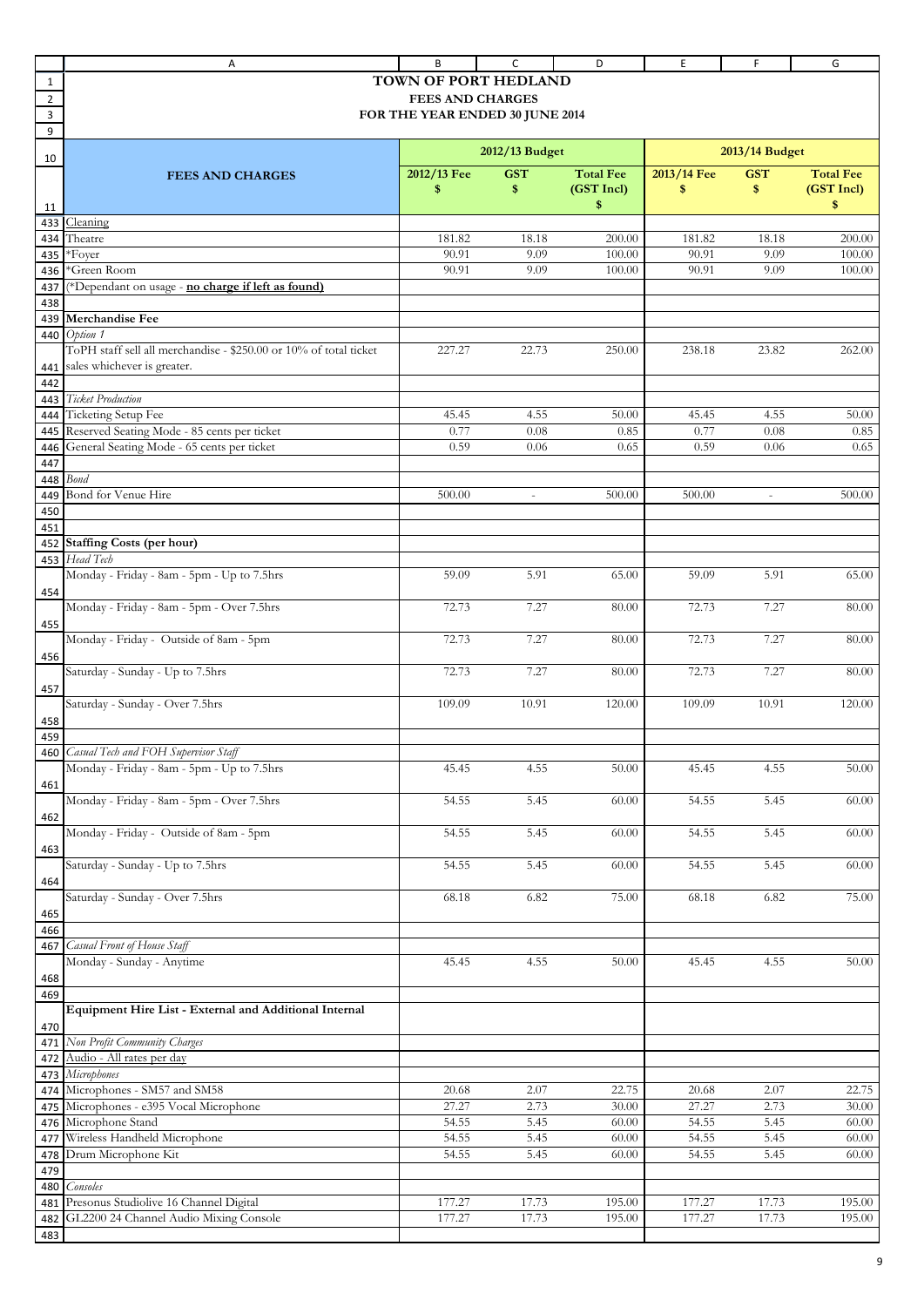# TOWN OF PORT HEDLAND

## FEES AND CHARGES

## FOR THE YEAR ENDED 30 JUNE 2014

| FEES AND CHARGES | 2012/13 Budget | | | 2013/14 Budget | | |
|---|---|---|---|---|---|---|
| | 2012/13 Fee $ | GST $ | Total Fee (GST Incl) $ | 2013/14 Fee $ | GST $ | Total Fee (GST Incl) $ |
| Cleaning | | | | | | |
| Theatre | 181.82 | 18.18 | 200.00 | 181.82 | 18.18 | 200.00 |
| *Foyer | 90.91 | 9.09 | 100.00 | 90.91 | 9.09 | 100.00 |
| *Green Room | 90.91 | 9.09 | 100.00 | 90.91 | 9.09 | 100.00 |
| (*Dependant on usage - **no charge if left as found)** | | | | | | |
| | | | | | | |
| **Merchandise Fee** | | | | | | |
| *Option 1* | | | | | | |
| ToPH staff sell all merchandise - $250.00 or 10% of total ticket sales whichever is greater. | 227.27 | 22.73 | 250.00 | 238.18 | 23.82 | 262.00 |
| | | | | | | |
| *Ticket Production* | | | | | | |
| Ticketing Setup Fee | 45.45 | 4.55 | 50.00 | 45.45 | 4.55 | 50.00 |
| Reserved Seating Mode - 85 cents per ticket | 0.77 | 0.08 | 0.85 | 0.77 | 0.08 | 0.85 |
| General Seating Mode - 65 cents per ticket | 0.59 | 0.06 | 0.65 | 0.59 | 0.06 | 0.65 |
| | | | | | | |
| *Bond* | | | | | | |
| Bond for Venue Hire | 500.00 | - | 500.00 | 500.00 | - | 500.00 |
| | | | | | | |
| | | | | | | |
| **Staffing Costs (per hour)** | | | | | | |
| *Head Tech* | | | | | | |
| Monday - Friday - 8am - 5pm - Up to 7.5hrs | 59.09 | 5.91 | 65.00 | 59.09 | 5.91 | 65.00 |
| Monday - Friday - 8am - 5pm - Over 7.5hrs | 72.73 | 7.27 | 80.00 | 72.73 | 7.27 | 80.00 |
| Monday - Friday - Outside of 8am - 5pm | 72.73 | 7.27 | 80.00 | 72.73 | 7.27 | 80.00 |
| Saturday - Sunday - Up to 7.5hrs | 72.73 | 7.27 | 80.00 | 72.73 | 7.27 | 80.00 |
| Saturday - Sunday - Over 7.5hrs | 109.09 | 10.91 | 120.00 | 109.09 | 10.91 | 120.00 |
| | | | | | | |
| *Casual Tech and FOH Supervisor Staff* | | | | | | |
| Monday - Friday - 8am - 5pm - Up to 7.5hrs | 45.45 | 4.55 | 50.00 | 45.45 | 4.55 | 50.00 |
| Monday - Friday - 8am - 5pm - Over 7.5hrs | 54.55 | 5.45 | 60.00 | 54.55 | 5.45 | 60.00 |
| Monday - Friday - Outside of 8am - 5pm | 54.55 | 5.45 | 60.00 | 54.55 | 5.45 | 60.00 |
| Saturday - Sunday - Up to 7.5hrs | 54.55 | 5.45 | 60.00 | 54.55 | 5.45 | 60.00 |
| Saturday - Sunday - Over 7.5hrs | 68.18 | 6.82 | 75.00 | 68.18 | 6.82 | 75.00 |
| | | | | | | |
| *Casual Front of House Staff* | | | | | | |
| Monday - Sunday - Anytime | 45.45 | 4.55 | 50.00 | 45.45 | 4.55 | 50.00 |
| | | | | | | |
| **Equipment Hire List - External and Additional Internal** | | | | | | |
| *Non Profit Community Charges* | | | | | | |
| Audio - All rates per day | | | | | | |
| *Microphones* | | | | | | |
| Microphones - SM57 and SM58 | 20.68 | 2.07 | 22.75 | 20.68 | 2.07 | 22.75 |
| Microphones - e395 Vocal Microphone | 27.27 | 2.73 | 30.00 | 27.27 | 2.73 | 30.00 |
| Microphone Stand | 54.55 | 5.45 | 60.00 | 54.55 | 5.45 | 60.00 |
| Wireless Handheld Microphone | 54.55 | 5.45 | 60.00 | 54.55 | 5.45 | 60.00 |
| Drum Microphone Kit | 54.55 | 5.45 | 60.00 | 54.55 | 5.45 | 60.00 |
| | | | | | | |
| *Consoles* | | | | | | |
| Presonus Studiolive 16 Channel Digital | 177.27 | 17.73 | 195.00 | 177.27 | 17.73 | 195.00 |
| GL2200 24 Channel Audio Mixing Console | 177.27 | 17.73 | 195.00 | 177.27 | 17.73 | 195.00 |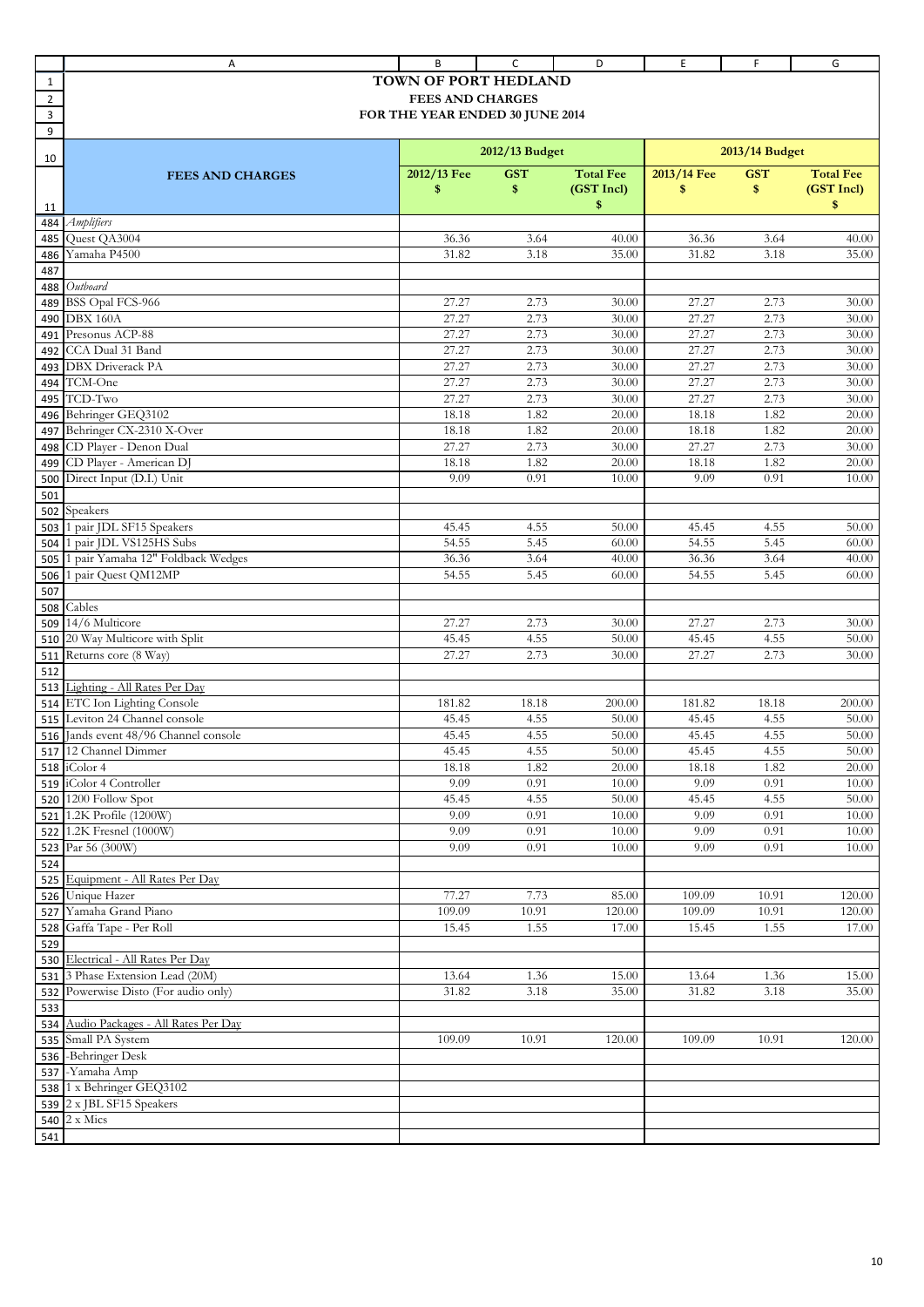# TOWN OF PORT HEDLAND

## FEES AND CHARGES

## FOR THE YEAR ENDED 30 JUNE 2014

| FEES AND CHARGES | 2012/13 Budget | | | 2013/14 Budget | | |
|---|---|---|---|---|---|---|
| | 2012/13 Fee $ | GST $ | Total Fee (GST Incl) $ | 2013/14 Fee $ | GST $ | Total Fee (GST Incl) $ |
| *Amplifiers* | | | | | | |
| Quest QA3004 | 36.36 | 3.64 | 40.00 | 36.36 | 3.64 | 40.00 |
| Yamaha P4500 | 31.82 | 3.18 | 35.00 | 31.82 | 3.18 | 35.00 |
| | | | | | | |
| *Outboard* | | | | | | |
| BSS Opal FCS-966 | 27.27 | 2.73 | 30.00 | 27.27 | 2.73 | 30.00 |
| DBX 160A | 27.27 | 2.73 | 30.00 | 27.27 | 2.73 | 30.00 |
| Presonus ACP-88 | 27.27 | 2.73 | 30.00 | 27.27 | 2.73 | 30.00 |
| CCA Dual 31 Band | 27.27 | 2.73 | 30.00 | 27.27 | 2.73 | 30.00 |
| DBX Driverack PA | 27.27 | 2.73 | 30.00 | 27.27 | 2.73 | 30.00 |
| TCM-One | 27.27 | 2.73 | 30.00 | 27.27 | 2.73 | 30.00 |
| TCD-Two | 27.27 | 2.73 | 30.00 | 27.27 | 2.73 | 30.00 |
| Behringer GEQ3102 | 18.18 | 1.82 | 20.00 | 18.18 | 1.82 | 20.00 |
| Behringer CX-2310 X-Over | 18.18 | 1.82 | 20.00 | 18.18 | 1.82 | 20.00 |
| CD Player - Denon Dual | 27.27 | 2.73 | 30.00 | 27.27 | 2.73 | 30.00 |
| CD Player - American DJ | 18.18 | 1.82 | 20.00 | 18.18 | 1.82 | 20.00 |
| Direct Input (D.I.) Unit | 9.09 | 0.91 | 10.00 | 9.09 | 0.91 | 10.00 |
| | | | | | | |
| Speakers | | | | | | |
| 1 pair JDL SF15 Speakers | 45.45 | 4.55 | 50.00 | 45.45 | 4.55 | 50.00 |
| 1 pair JDL VS125HS Subs | 54.55 | 5.45 | 60.00 | 54.55 | 5.45 | 60.00 |
| 1 pair Yamaha 12" Foldback Wedges | 36.36 | 3.64 | 40.00 | 36.36 | 3.64 | 40.00 |
| 1 pair Quest QM12MP | 54.55 | 5.45 | 60.00 | 54.55 | 5.45 | 60.00 |
| | | | | | | |
| Cables | | | | | | |
| 14/6 Multicore | 27.27 | 2.73 | 30.00 | 27.27 | 2.73 | 30.00 |
| 20 Way Multicore with Split | 45.45 | 4.55 | 50.00 | 45.45 | 4.55 | 50.00 |
| Returns core (8 Way) | 27.27 | 2.73 | 30.00 | 27.27 | 2.73 | 30.00 |
| | | | | | | |
| Lighting - All Rates Per Day | | | | | | |
| ETC Ion Lighting Console | 181.82 | 18.18 | 200.00 | 181.82 | 18.18 | 200.00 |
| Leviton 24 Channel console | 45.45 | 4.55 | 50.00 | 45.45 | 4.55 | 50.00 |
| Jands event 48/96 Channel console | 45.45 | 4.55 | 50.00 | 45.45 | 4.55 | 50.00 |
| 12 Channel Dimmer | 45.45 | 4.55 | 50.00 | 45.45 | 4.55 | 50.00 |
| iColor 4 | 18.18 | 1.82 | 20.00 | 18.18 | 1.82 | 20.00 |
| iColor 4 Controller | 9.09 | 0.91 | 10.00 | 9.09 | 0.91 | 10.00 |
| 1200 Follow Spot | 45.45 | 4.55 | 50.00 | 45.45 | 4.55 | 50.00 |
| 1.2K Profile (1200W) | 9.09 | 0.91 | 10.00 | 9.09 | 0.91 | 10.00 |
| 1.2K Fresnel (1000W) | 9.09 | 0.91 | 10.00 | 9.09 | 0.91 | 10.00 |
| Par 56 (300W) | 9.09 | 0.91 | 10.00 | 9.09 | 0.91 | 10.00 |
| | | | | | | |
| Equipment - All Rates Per Day | | | | | | |
| Unique Hazer | 77.27 | 7.73 | 85.00 | 109.09 | 10.91 | 120.00 |
| Yamaha Grand Piano | 109.09 | 10.91 | 120.00 | 109.09 | 10.91 | 120.00 |
| Gaffa Tape - Per Roll | 15.45 | 1.55 | 17.00 | 15.45 | 1.55 | 17.00 |
| | | | | | | |
| Electrical - All Rates Per Day | | | | | | |
| 3 Phase Extension Lead (20M) | 13.64 | 1.36 | 15.00 | 13.64 | 1.36 | 15.00 |
| Powerwise Disto (For audio only) | 31.82 | 3.18 | 35.00 | 31.82 | 3.18 | 35.00 |
| | | | | | | |
| Audio Packages - All Rates Per Day | | | | | | |
| Small PA System | 109.09 | 10.91 | 120.00 | 109.09 | 10.91 | 120.00 |
| -Behringer Desk | | | | | | |
| -Yamaha Amp | | | | | | |
| 1 x Behringer GEQ3102 | | | | | | |
| 2 x JBL SF15 Speakers | | | | | | |
| 2 x Mics | | | | | | |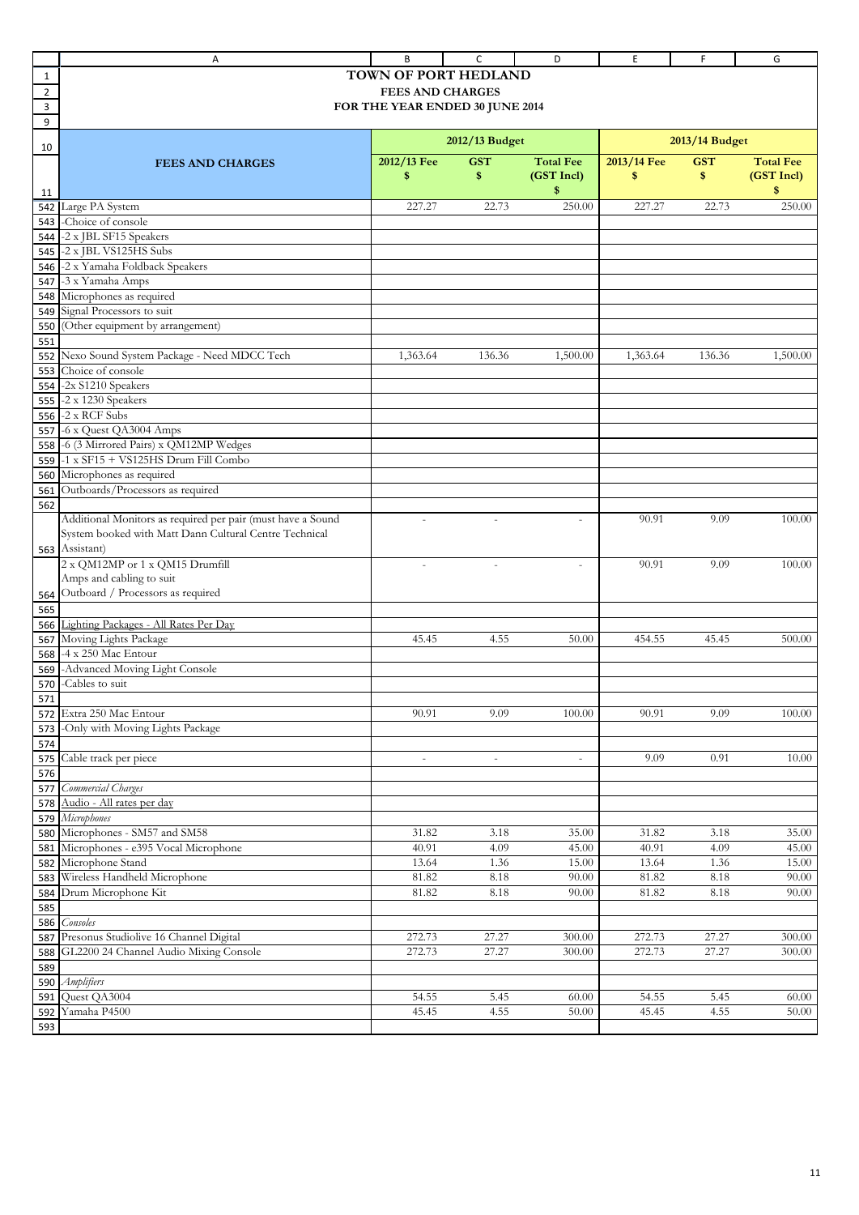# TOWN OF PORT HEDLAND

## FEES AND CHARGES

## FOR THE YEAR ENDED 30 JUNE 2014

| FEES AND CHARGES | 2012/13 Budget | | | 2013/14 Budget | | |
|---|---|---|---|---|---|---|
| | 2012/13 Fee $ | GST $ | Total Fee (GST Incl) $ | 2013/14 Fee $ | GST $ | Total Fee (GST Incl) $ |
| Large PA System | 227.27 | 22.73 | 250.00 | 227.27 | 22.73 | 250.00 |
| -Choice of console | | | | | | |
| -2 x JBL SF15 Speakers | | | | | | |
| -2 x JBL VS125HS Subs | | | | | | |
| -2 x Yamaha Foldback Speakers | | | | | | |
| -3 x Yamaha Amps | | | | | | |
| Microphones as required | | | | | | |
| Signal Processors to suit | | | | | | |
| (Other equipment by arrangement) | | | | | | |
| | | | | | | |
| Nexo Sound System Package - Need MDCC Tech | 1,363.64 | 136.36 | 1,500.00 | 1,363.64 | 136.36 | 1,500.00 |
| Choice of console | | | | | | |
| -2x S1210 Speakers | | | | | | |
| -2 x 1230 Speakers | | | | | | |
| -2 x RCF Subs | | | | | | |
| -6 x Quest QA3004 Amps | | | | | | |
| -6 (3 Mirrored Pairs) x QM12MP Wedges | | | | | | |
| -1 x SF15 + VS125HS Drum Fill Combo | | | | | | |
| Microphones as required | | | | | | |
| Outboards/Processors as required | | | | | | |
| | | | | | | |
| Additional Monitors as required per pair (must have a Sound System booked with Matt Dann Cultural Centre Technical Assistant) | - | - | - | 90.91 | 9.09 | 100.00 |
| 2 x QM12MP or 1 x QM15 Drumfill Amps and cabling to suit Outboard / Processors as required | - | - | - | 90.91 | 9.09 | 100.00 |
| | | | | | | |
| Lighting Packages - All Rates Per Day | | | | | | |
| Moving Lights Package | 45.45 | 4.55 | 50.00 | 454.55 | 45.45 | 500.00 |
| -4 x 250 Mac Entour | | | | | | |
| -Advanced Moving Light Console | | | | | | |
| -Cables to suit | | | | | | |
| | | | | | | |
| Extra 250 Mac Entour | 90.91 | 9.09 | 100.00 | 90.91 | 9.09 | 100.00 |
| -Only with Moving Lights Package | | | | | | |
| | | | | | | |
| Cable track per piece | - | - | - | 9.09 | 0.91 | 10.00 |
| | | | | | | |
| *Commercial Charges* | | | | | | |
| Audio - All rates per day | | | | | | |
| *Microphones* | | | | | | |
| Microphones - SM57 and SM58 | 31.82 | 3.18 | 35.00 | 31.82 | 3.18 | 35.00 |
| Microphones - e395 Vocal Microphone | 40.91 | 4.09 | 45.00 | 40.91 | 4.09 | 45.00 |
| Microphone Stand | 13.64 | 1.36 | 15.00 | 13.64 | 1.36 | 15.00 |
| Wireless Handheld Microphone | 81.82 | 8.18 | 90.00 | 81.82 | 8.18 | 90.00 |
| Drum Microphone Kit | 81.82 | 8.18 | 90.00 | 81.82 | 8.18 | 90.00 |
| | | | | | | |
| *Consoles* | | | | | | |
| Presonus Studiolive 16 Channel Digital | 272.73 | 27.27 | 300.00 | 272.73 | 27.27 | 300.00 |
| GL2200 24 Channel Audio Mixing Console | 272.73 | 27.27 | 300.00 | 272.73 | 27.27 | 300.00 |
| | | | | | | |
| *Amplifiers* | | | | | | |
| Quest QA3004 | 54.55 | 5.45 | 60.00 | 54.55 | 5.45 | 60.00 |
| Yamaha P4500 | 45.45 | 4.55 | 50.00 | 45.45 | 4.55 | 50.00 |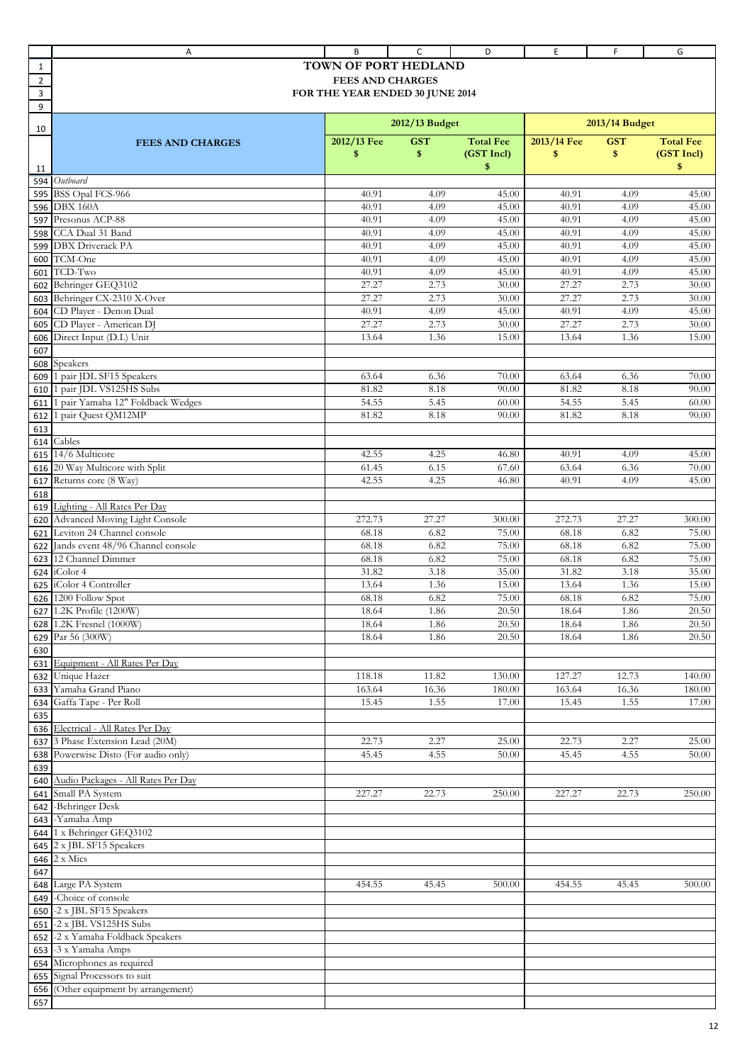# TOWN OF PORT HEDLAND

## FEES AND CHARGES

### FOR THE YEAR ENDED 30 JUNE 2014

| FEES AND CHARGES | 2012/13 Budget | | | 2013/14 Budget | | |
|---|---|---|---|---|---|---|
| | 2012/13 Fee $ | GST $ | Total Fee (GST Incl) $ | 2013/14 Fee $ | GST $ | Total Fee (GST Incl) $ |
| *Outboard* | | | | | | |
| BSS Opal FCS-966 | 40.91 | 4.09 | 45.00 | 40.91 | 4.09 | 45.00 |
| DBX 160A | 40.91 | 4.09 | 45.00 | 40.91 | 4.09 | 45.00 |
| Presonus ACP-88 | 40.91 | 4.09 | 45.00 | 40.91 | 4.09 | 45.00 |
| CCA Dual 31 Band | 40.91 | 4.09 | 45.00 | 40.91 | 4.09 | 45.00 |
| DBX Driverack PA | 40.91 | 4.09 | 45.00 | 40.91 | 4.09 | 45.00 |
| TCM-One | 40.91 | 4.09 | 45.00 | 40.91 | 4.09 | 45.00 |
| TCD-Two | 40.91 | 4.09 | 45.00 | 40.91 | 4.09 | 45.00 |
| Behringer GEQ3102 | 27.27 | 2.73 | 30.00 | 27.27 | 2.73 | 30.00 |
| Behringer CX-2310 X-Over | 27.27 | 2.73 | 30.00 | 27.27 | 2.73 | 30.00 |
| CD Player - Denon Dual | 40.91 | 4.09 | 45.00 | 40.91 | 4.09 | 45.00 |
| CD Player - American DJ | 27.27 | 2.73 | 30.00 | 27.27 | 2.73 | 30.00 |
| Direct Input (D.I.) Unit | 13.64 | 1.36 | 15.00 | 13.64 | 1.36 | 15.00 |
| | | | | | | |
| Speakers | | | | | | |
| 1 pair JDL SF15 Speakers | 63.64 | 6.36 | 70.00 | 63.64 | 6.36 | 70.00 |
| 1 pair JDL VS125HS Subs | 81.82 | 8.18 | 90.00 | 81.82 | 8.18 | 90.00 |
| 1 pair Yamaha 12" Foldback Wedges | 54.55 | 5.45 | 60.00 | 54.55 | 5.45 | 60.00 |
| 1 pair Quest QM12MP | 81.82 | 8.18 | 90.00 | 81.82 | 8.18 | 90.00 |
| | | | | | | |
| Cables | | | | | | |
| 14/6 Multicore | 42.55 | 4.25 | 46.80 | 40.91 | 4.09 | 45.00 |
| 20 Way Multicore with Split | 61.45 | 6.15 | 67.60 | 63.64 | 6.36 | 70.00 |
| Returns core (8 Way) | 42.55 | 4.25 | 46.80 | 40.91 | 4.09 | 45.00 |
| | | | | | | |
| Lighting - All Rates Per Day | | | | | | |
| Advanced Moving Light Console | 272.73 | 27.27 | 300.00 | 272.73 | 27.27 | 300.00 |
| Leviton 24 Channel console | 68.18 | 6.82 | 75.00 | 68.18 | 6.82 | 75.00 |
| Jands event 48/96 Channel console | 68.18 | 6.82 | 75.00 | 68.18 | 6.82 | 75.00 |
| 12 Channel Dimmer | 68.18 | 6.82 | 75.00 | 68.18 | 6.82 | 75.00 |
| iColor 4 | 31.82 | 3.18 | 35.00 | 31.82 | 3.18 | 35.00 |
| iColor 4 Controller | 13.64 | 1.36 | 15.00 | 13.64 | 1.36 | 15.00 |
| 1200 Follow Spot | 68.18 | 6.82 | 75.00 | 68.18 | 6.82 | 75.00 |
| 1.2K Profile (1200W) | 18.64 | 1.86 | 20.50 | 18.64 | 1.86 | 20.50 |
| 1.2K Fresnel (1000W) | 18.64 | 1.86 | 20.50 | 18.64 | 1.86 | 20.50 |
| Par 56 (300W) | 18.64 | 1.86 | 20.50 | 18.64 | 1.86 | 20.50 |
| | | | | | | |
| Equipment - All Rates Per Day | | | | | | |
| Unique Hazer | 118.18 | 11.82 | 130.00 | 127.27 | 12.73 | 140.00 |
| Yamaha Grand Piano | 163.64 | 16.36 | 180.00 | 163.64 | 16.36 | 180.00 |
| Gaffa Tape - Per Roll | 15.45 | 1.55 | 17.00 | 15.45 | 1.55 | 17.00 |
| | | | | | | |
| Electrical - All Rates Per Day | | | | | | |
| 3 Phase Extension Lead (20M) | 22.73 | 2.27 | 25.00 | 22.73 | 2.27 | 25.00 |
| Powerwise Disto (For audio only) | 45.45 | 4.55 | 50.00 | 45.45 | 4.55 | 50.00 |
| | | | | | | |
| Audio Packages - All Rates Per Day | | | | | | |
| Small PA System | 227.27 | 22.73 | 250.00 | 227.27 | 22.73 | 250.00 |
| -Behringer Desk | | | | | | |
| -Yamaha Amp | | | | | | |
| 1 x Behringer GEQ3102 | | | | | | |
| 2 x JBL SF15 Speakers | | | | | | |
| 2 x Mics | | | | | | |
| | | | | | | |
| Large PA System | 454.55 | 45.45 | 500.00 | 454.55 | 45.45 | 500.00 |
| -Choice of console | | | | | | |
| -2 x JBL SF15 Speakers | | | | | | |
| -2 x JBL VS125HS Subs | | | | | | |
| -2 x Yamaha Foldback Speakers | | | | | | |
| -3 x Yamaha Amps | | | | | | |
| Microphones as required | | | | | | |
| Signal Processors to suit | | | | | | |
| (Other equipment by arrangement) | | | | | | |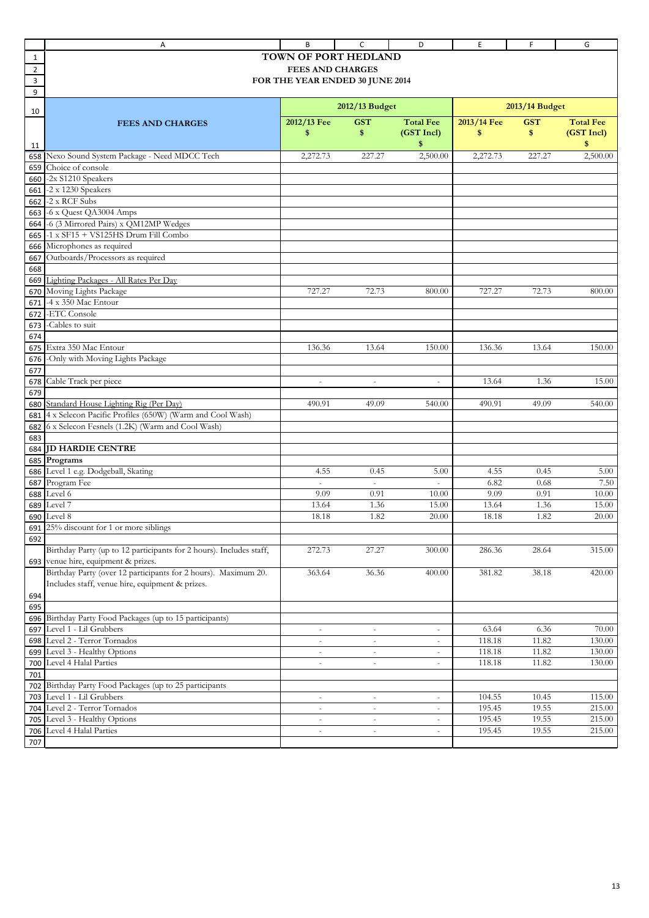# TOWN OF PORT HEDLAND

## FEES AND CHARGES

### FOR THE YEAR ENDED 30 JUNE 2014

| FEES AND CHARGES | 2012/13 Budget | | | 2013/14 Budget | | |
|---|---|---|---|---|---|---|
| | 2012/13 Fee $ | GST $ | Total Fee (GST Incl) $ | 2013/14 Fee $ | GST $ | Total Fee (GST Incl) $ |
| Nexo Sound System Package - Need MDCC Tech | 2,272.73 | 227.27 | 2,500.00 | 2,272.73 | 227.27 | 2,500.00 |
| Choice of console | | | | | | |
| -2x S1210 Speakers | | | | | | |
| -2 x 1230 Speakers | | | | | | |
| -2 x RCF Subs | | | | | | |
| -6 x Quest QA3004 Amps | | | | | | |
| -6 (3 Mirrored Pairs) x QM12MP Wedges | | | | | | |
| -1 x SF15 + VS125HS Drum Fill Combo | | | | | | |
| Microphones as required | | | | | | |
| Outboards/Processors as required | | | | | | |
| | | | | | | |
| Lighting Packages - All Rates Per Day | | | | | | |
| Moving Lights Package | 727.27 | 72.73 | 800.00 | 727.27 | 72.73 | 800.00 |
| -4 x 350 Mac Entour | | | | | | |
| -ETC Console | | | | | | |
| -Cables to suit | | | | | | |
| | | | | | | |
| Extra 350 Mac Entour | 136.36 | 13.64 | 150.00 | 136.36 | 13.64 | 150.00 |
| -Only with Moving Lights Package | | | | | | |
| | | | | | | |
| Cable Track per piece | - | - | - | 13.64 | 1.36 | 15.00 |
| | | | | | | |
| Standard House Lighting Rig (Per Day) | 490.91 | 49.09 | 540.00 | 490.91 | 49.09 | 540.00 |
| 4 x Selecon Pacific Profiles (650W) (Warm and Cool Wash) | | | | | | |
| 6 x Selecon Fesnels (1.2K) (Warm and Cool Wash) | | | | | | |
| | | | | | | |
| **JD HARDIE CENTRE** | | | | | | |
| **Programs** | | | | | | |
| Level 1 e.g. Dodgeball, Skating | 4.55 | 0.45 | 5.00 | 4.55 | 0.45 | 5.00 |
| Program Fee | - | - | - | 6.82 | 0.68 | 7.50 |
| Level 6 | 9.09 | 0.91 | 10.00 | 9.09 | 0.91 | 10.00 |
| Level 7 | 13.64 | 1.36 | 15.00 | 13.64 | 1.36 | 15.00 |
| Level 8 | 18.18 | 1.82 | 20.00 | 18.18 | 1.82 | 20.00 |
| 25% discount for 1 or more siblings | | | | | | |
| | | | | | | |
| Birthday Party (up to 12 participants for 2 hours). Includes staff, venue hire, equipment & prizes. | 272.73 | 27.27 | 300.00 | 286.36 | 28.64 | 315.00 |
| Birthday Party (over 12 participants for 2 hours). Maximum 20. Includes staff, venue hire, equipment & prizes. | 363.64 | 36.36 | 400.00 | 381.82 | 38.18 | 420.00 |
| | | | | | | |
| Birthday Party Food Packages (up to 15 participants) | | | | | | |
| Level 1 - Lil Grubbers | - | - | - | 63.64 | 6.36 | 70.00 |
| Level 2 - Terror Tornados | - | - | - | 118.18 | 11.82 | 130.00 |
| Level 3 - Healthy Options | - | - | - | 118.18 | 11.82 | 130.00 |
| Level 4 Halal Parties | - | - | - | 118.18 | 11.82 | 130.00 |
| | | | | | | |
| Birthday Party Food Packages (up to 25 participants | | | | | | |
| Level 1 - Lil Grubbers | - | - | - | 104.55 | 10.45 | 115.00 |
| Level 2 - Terror Tornados | - | - | - | 195.45 | 19.55 | 215.00 |
| Level 3 - Healthy Options | - | - | - | 195.45 | 19.55 | 215.00 |
| Level 4 Halal Parties | - | - | - | 195.45 | 19.55 | 215.00 |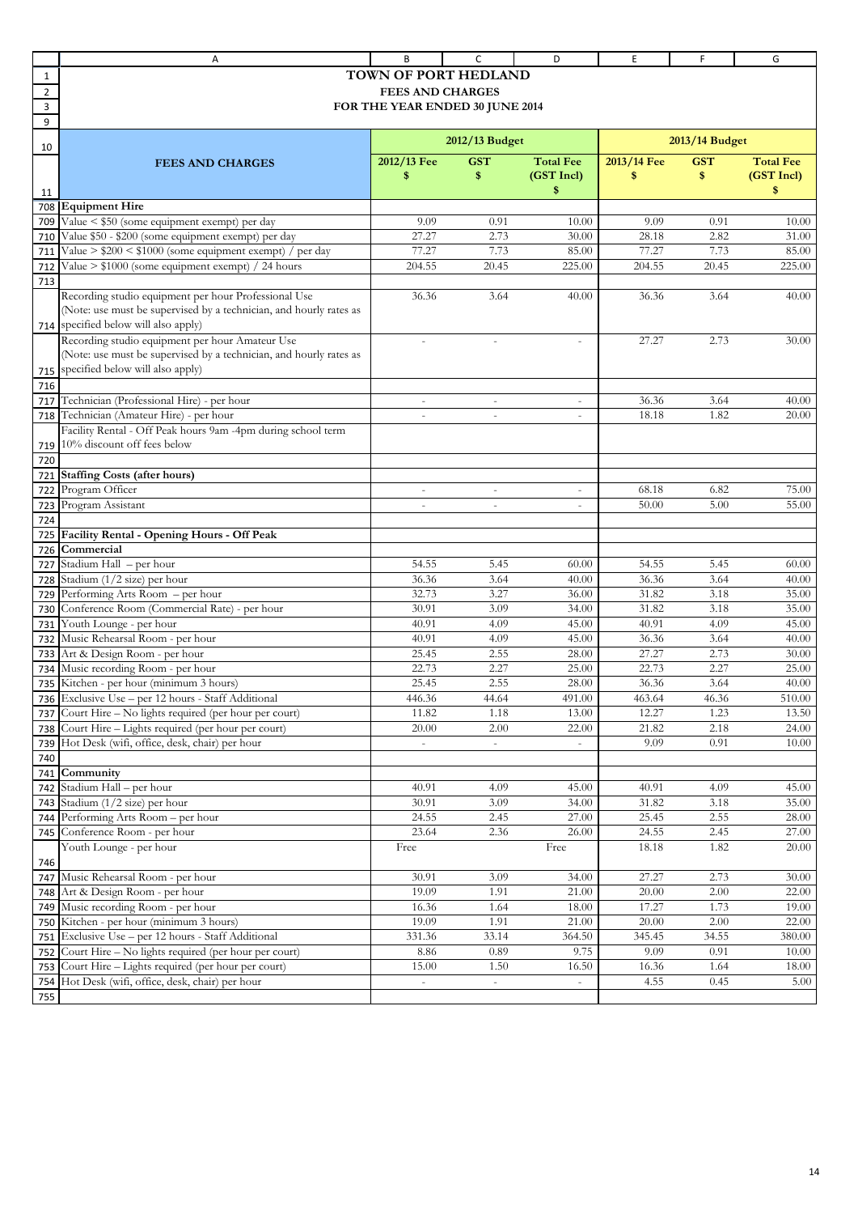# TOWN OF PORT HEDLAND

## FEES AND CHARGES

### FOR THE YEAR ENDED 30 JUNE 2014

| FEES AND CHARGES | 2012/13 Budget | | | 2013/14 Budget | | |
|---|---|---|---|---|---|---|
| | 2012/13 Fee $ | GST $ | Total Fee (GST Incl) $ | 2013/14 Fee $ | GST $ | Total Fee (GST Incl) $ |
| **Equipment Hire** | | | | | | |
| Value < $50 (some equipment exempt) per day | 9.09 | 0.91 | 10.00 | 9.09 | 0.91 | 10.00 |
| Value $50 - $200 (some equipment exempt) per day | 27.27 | 2.73 | 30.00 | 28.18 | 2.82 | 31.00 |
| Value > $200 < $1000 (some equipment exempt) / per day | 77.27 | 7.73 | 85.00 | 77.27 | 7.73 | 85.00 |
| Value > $1000 (some equipment exempt) / 24 hours | 204.55 | 20.45 | 225.00 | 204.55 | 20.45 | 225.00 |
| | | | | | | |
| Recording studio equipment per hour Professional Use (Note: use must be supervised by a technician, and hourly rates as specified below will also apply) | 36.36 | 3.64 | 40.00 | 36.36 | 3.64 | 40.00 |
| Recording studio equipment per hour Amateur Use (Note: use must be supervised by a technician, and hourly rates as specified below will also apply) | - | - | - | 27.27 | 2.73 | 30.00 |
| | | | | | | |
| Technician (Professional Hire) - per hour | - | - | - | 36.36 | 3.64 | 40.00 |
| Technician (Amateur Hire) - per hour | - | - | - | 18.18 | 1.82 | 20.00 |
| Facility Rental - Off Peak hours 9am -4pm during school term 10% discount off fees below | | | | | | |
| | | | | | | |
| **Staffing Costs (after hours)** | | | | | | |
| Program Officer | - | - | - | 68.18 | 6.82 | 75.00 |
| Program Assistant | - | - | - | 50.00 | 5.00 | 55.00 |
| | | | | | | |
| **Facility Rental - Opening Hours - Off Peak** | | | | | | |
| **Commercial** | | | | | | |
| Stadium Hall – per hour | 54.55 | 5.45 | 60.00 | 54.55 | 5.45 | 60.00 |
| Stadium (1/2 size) per hour | 36.36 | 3.64 | 40.00 | 36.36 | 3.64 | 40.00 |
| Performing Arts Room – per hour | 32.73 | 3.27 | 36.00 | 31.82 | 3.18 | 35.00 |
| Conference Room (Commercial Rate) - per hour | 30.91 | 3.09 | 34.00 | 31.82 | 3.18 | 35.00 |
| Youth Lounge - per hour | 40.91 | 4.09 | 45.00 | 40.91 | 4.09 | 45.00 |
| Music Rehearsal Room - per hour | 40.91 | 4.09 | 45.00 | 36.36 | 3.64 | 40.00 |
| Art & Design Room - per hour | 25.45 | 2.55 | 28.00 | 27.27 | 2.73 | 30.00 |
| Music recording Room - per hour | 22.73 | 2.27 | 25.00 | 22.73 | 2.27 | 25.00 |
| Kitchen - per hour (minimum 3 hours) | 25.45 | 2.55 | 28.00 | 36.36 | 3.64 | 40.00 |
| Exclusive Use – per 12 hours - Staff Additional | 446.36 | 44.64 | 491.00 | 463.64 | 46.36 | 510.00 |
| Court Hire – No lights required (per hour per court) | 11.82 | 1.18 | 13.00 | 12.27 | 1.23 | 13.50 |
| Court Hire – Lights required (per hour per court) | 20.00 | 2.00 | 22.00 | 21.82 | 2.18 | 24.00 |
| Hot Desk (wifi, office, desk, chair) per hour | - | - | - | 9.09 | 0.91 | 10.00 |
| | | | | | | |
| **Community** | | | | | | |
| Stadium Hall – per hour | 40.91 | 4.09 | 45.00 | 40.91 | 4.09 | 45.00 |
| Stadium (1/2 size) per hour | 30.91 | 3.09 | 34.00 | 31.82 | 3.18 | 35.00 |
| Performing Arts Room – per hour | 24.55 | 2.45 | 27.00 | 25.45 | 2.55 | 28.00 |
| Conference Room - per hour | 23.64 | 2.36 | 26.00 | 24.55 | 2.45 | 27.00 |
| Youth Lounge - per hour | Free | | Free | 18.18 | 1.82 | 20.00 |
| Music Rehearsal Room - per hour | 30.91 | 3.09 | 34.00 | 27.27 | 2.73 | 30.00 |
| Art & Design Room - per hour | 19.09 | 1.91 | 21.00 | 20.00 | 2.00 | 22.00 |
| Music recording Room - per hour | 16.36 | 1.64 | 18.00 | 17.27 | 1.73 | 19.00 |
| Kitchen - per hour (minimum 3 hours) | 19.09 | 1.91 | 21.00 | 20.00 | 2.00 | 22.00 |
| Exclusive Use – per 12 hours - Staff Additional | 331.36 | 33.14 | 364.50 | 345.45 | 34.55 | 380.00 |
| Court Hire – No lights required (per hour per court) | 8.86 | 0.89 | 9.75 | 9.09 | 0.91 | 10.00 |
| Court Hire – Lights required (per hour per court) | 15.00 | 1.50 | 16.50 | 16.36 | 1.64 | 18.00 |
| Hot Desk (wifi, office, desk, chair) per hour | - | - | - | 4.55 | 0.45 | 5.00 |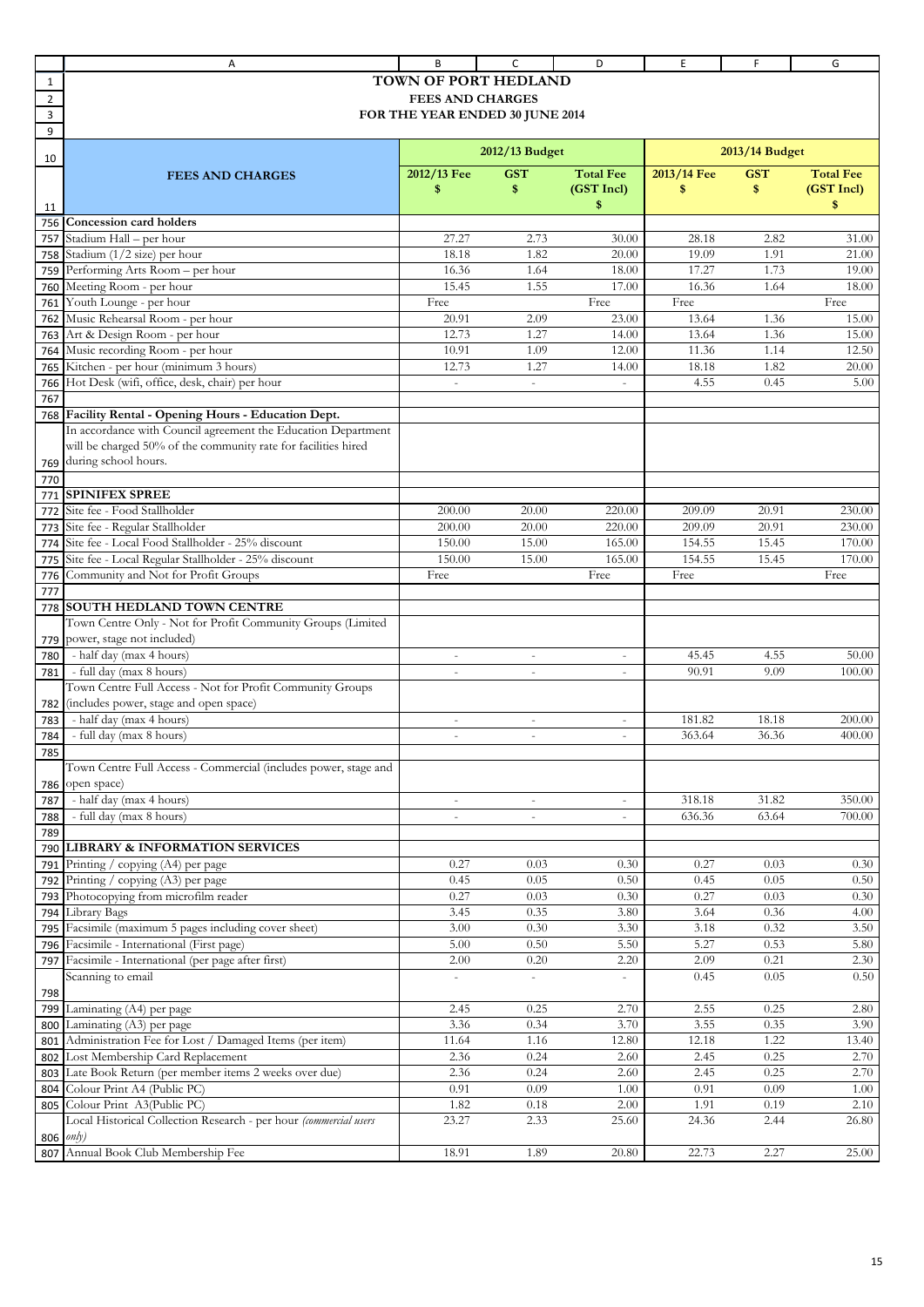# TOWN OF PORT HEDLAND

## FEES AND CHARGES

## FOR THE YEAR ENDED 30 JUNE 2014

| FEES AND CHARGES | 2012/13 Budget | | | 2013/14 Budget | | |
|---|---|---|---|---|---|---|
| | 2012/13 Fee $ | GST $ | Total Fee (GST Incl) $ | 2013/14 Fee $ | GST $ | Total Fee (GST Incl) $ |
| **Concession card holders** | | | | | | |
| Stadium Hall – per hour | 27.27 | 2.73 | 30.00 | 28.18 | 2.82 | 31.00 |
| Stadium (1/2 size) per hour | 18.18 | 1.82 | 20.00 | 19.09 | 1.91 | 21.00 |
| Performing Arts Room – per hour | 16.36 | 1.64 | 18.00 | 17.27 | 1.73 | 19.00 |
| Meeting Room - per hour | 15.45 | 1.55 | 17.00 | 16.36 | 1.64 | 18.00 |
| Youth Lounge - per hour | Free | | Free | Free | | Free |
| Music Rehearsal Room - per hour | 20.91 | 2.09 | 23.00 | 13.64 | 1.36 | 15.00 |
| Art & Design Room - per hour | 12.73 | 1.27 | 14.00 | 13.64 | 1.36 | 15.00 |
| Music recording Room - per hour | 10.91 | 1.09 | 12.00 | 11.36 | 1.14 | 12.50 |
| Kitchen - per hour (minimum 3 hours) | 12.73 | 1.27 | 14.00 | 18.18 | 1.82 | 20.00 |
| Hot Desk (wifi, office, desk, chair) per hour | - | - | - | 4.55 | 0.45 | 5.00 |
| | | | | | | |
| **Facility Rental - Opening Hours - Education Dept.** | | | | | | |
| In accordance with Council agreement the Education Department will be charged 50% of the community rate for facilities hired during school hours. | | | | | | |
| | | | | | | |
| **SPINIFEX SPREE** | | | | | | |
| Site fee - Food Stallholder | 200.00 | 20.00 | 220.00 | 209.09 | 20.91 | 230.00 |
| Site fee - Regular Stallholder | 200.00 | 20.00 | 220.00 | 209.09 | 20.91 | 230.00 |
| Site fee - Local Food Stallholder - 25% discount | 150.00 | 15.00 | 165.00 | 154.55 | 15.45 | 170.00 |
| Site fee - Local Regular Stallholder - 25% discount | 150.00 | 15.00 | 165.00 | 154.55 | 15.45 | 170.00 |
| Community and Not for Profit Groups | Free | | Free | Free | | Free |
| | | | | | | |
| **SOUTH HEDLAND TOWN CENTRE** | | | | | | |
| Town Centre Only - Not for Profit Community Groups (Limited power, stage not included) | | | | | | |
| - half day (max 4 hours) | - | - | - | 45.45 | 4.55 | 50.00 |
| - full day (max 8 hours) | - | - | - | 90.91 | 9.09 | 100.00 |
| Town Centre Full Access - Not for Profit Community Groups (includes power, stage and open space) | | | | | | |
| - half day (max 4 hours) | - | - | - | 181.82 | 18.18 | 200.00 |
| - full day (max 8 hours) | - | - | - | 363.64 | 36.36 | 400.00 |
| | | | | | | |
| Town Centre Full Access - Commercial (includes power, stage and open space) | | | | | | |
| - half day (max 4 hours) | - | - | - | 318.18 | 31.82 | 350.00 |
| - full day (max 8 hours) | - | - | - | 636.36 | 63.64 | 700.00 |
| | | | | | | |
| **LIBRARY & INFORMATION SERVICES** | | | | | | |
| Printing / copying (A4) per page | 0.27 | 0.03 | 0.30 | 0.27 | 0.03 | 0.30 |
| Printing / copying (A3) per page | 0.45 | 0.05 | 0.50 | 0.45 | 0.05 | 0.50 |
| Photocopying from microfilm reader | 0.27 | 0.03 | 0.30 | 0.27 | 0.03 | 0.30 |
| Library Bags | 3.45 | 0.35 | 3.80 | 3.64 | 0.36 | 4.00 |
| Facsimile (maximum 5 pages including cover sheet) | 3.00 | 0.30 | 3.30 | 3.18 | 0.32 | 3.50 |
| Facsimile - International (First page) | 5.00 | 0.50 | 5.50 | 5.27 | 0.53 | 5.80 |
| Facsimile - International (per page after first) | 2.00 | 0.20 | 2.20 | 2.09 | 0.21 | 2.30 |
| Scanning to email | - | - | - | 0.45 | 0.05 | 0.50 |
| Laminating (A4) per page | 2.45 | 0.25 | 2.70 | 2.55 | 0.25 | 2.80 |
| Laminating (A3) per page | 3.36 | 0.34 | 3.70 | 3.55 | 0.35 | 3.90 |
| Administration Fee for Lost / Damaged Items (per item) | 11.64 | 1.16 | 12.80 | 12.18 | 1.22 | 13.40 |
| Lost Membership Card Replacement | 2.36 | 0.24 | 2.60 | 2.45 | 0.25 | 2.70 |
| Late Book Return (per member items 2 weeks over due) | 2.36 | 0.24 | 2.60 | 2.45 | 0.25 | 2.70 |
| Colour Print A4 (Public PC) | 0.91 | 0.09 | 1.00 | 0.91 | 0.09 | 1.00 |
| Colour Print A3(Public PC) | 1.82 | 0.18 | 2.00 | 1.91 | 0.19 | 2.10 |
| Local Historical Collection Research - per hour *(commercial users only)* | 23.27 | 2.33 | 25.60 | 24.36 | 2.44 | 26.80 |
| Annual Book Club Membership Fee | 18.91 | 1.89 | 20.80 | 22.73 | 2.27 | 25.00 |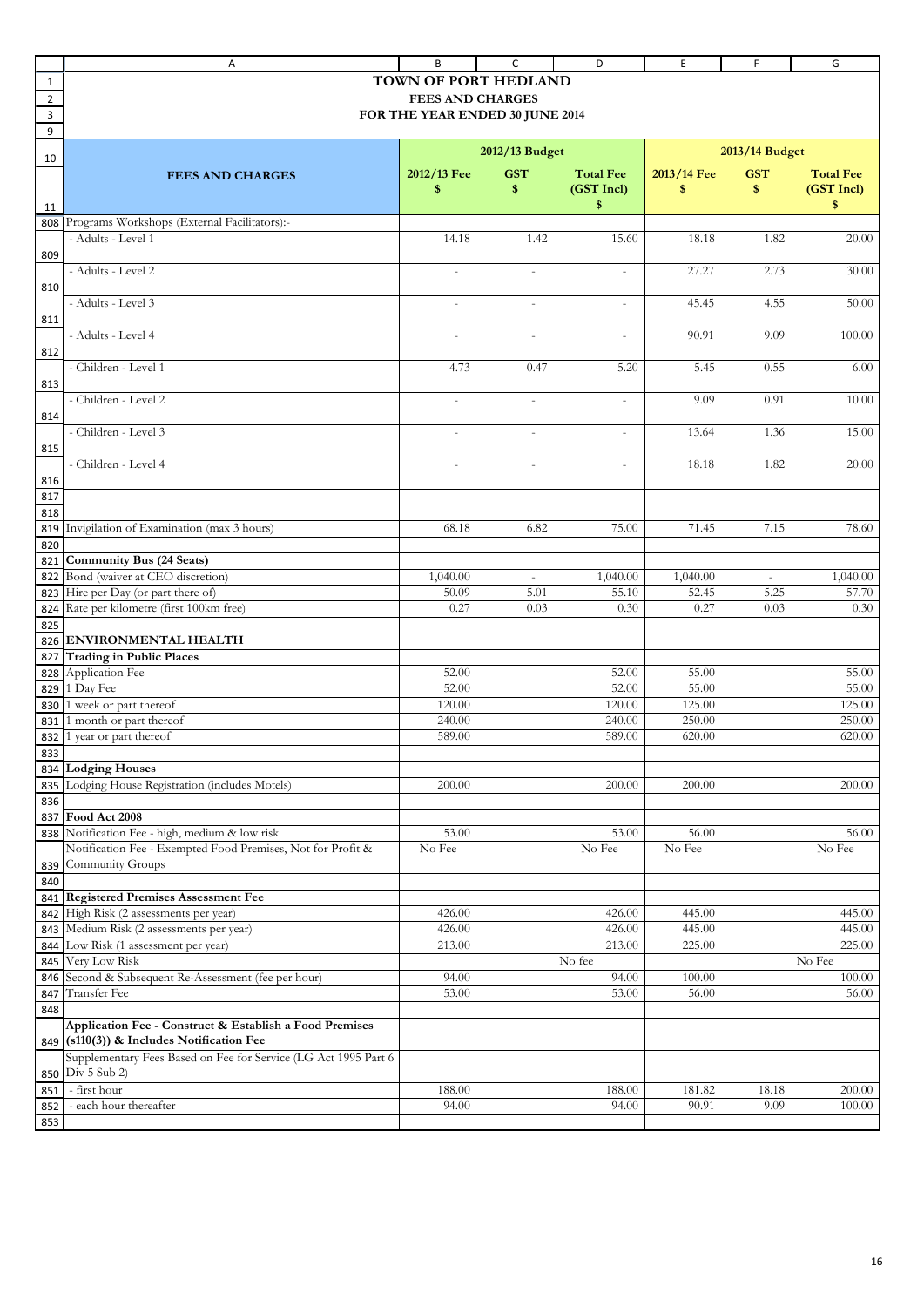# TOWN OF PORT HEDLAND

## FEES AND CHARGES

## FOR THE YEAR ENDED 30 JUNE 2014

| FEES AND CHARGES | 2012/13 Budget | | | 2013/14 Budget | | |
|---|---|---|---|---|---|---|
| | 2012/13 Fee $ | GST $ | Total Fee (GST Incl) $ | 2013/14 Fee $ | GST $ | Total Fee (GST Incl) $ |
| Programs Workshops (External Facilitators):- | | | | | | |
| - Adults - Level 1 | 14.18 | 1.42 | 15.60 | 18.18 | 1.82 | 20.00 |
| - Adults - Level 2 | - | - | - | 27.27 | 2.73 | 30.00 |
| - Adults - Level 3 | - | - | - | 45.45 | 4.55 | 50.00 |
| - Adults - Level 4 | - | - | - | 90.91 | 9.09 | 100.00 |
| - Children - Level 1 | 4.73 | 0.47 | 5.20 | 5.45 | 0.55 | 6.00 |
| - Children - Level 2 | - | - | - | 9.09 | 0.91 | 10.00 |
| - Children - Level 3 | - | - | - | 13.64 | 1.36 | 15.00 |
| - Children - Level 4 | - | - | - | 18.18 | 1.82 | 20.00 |
| | | | | | | |
| | | | | | | |
| Invigilation of Examination (max 3 hours) | 68.18 | 6.82 | 75.00 | 71.45 | 7.15 | 78.60 |
| | | | | | | |
| **Community Bus (24 Seats)** | | | | | | |
| Bond (waiver at CEO discretion) | 1,040.00 | - | 1,040.00 | 1,040.00 | - | 1,040.00 |
| Hire per Day (or part there of) | 50.09 | 5.01 | 55.10 | 52.45 | 5.25 | 57.70 |
| Rate per kilometre (first 100km free) | 0.27 | 0.03 | 0.30 | 0.27 | 0.03 | 0.30 |
| | | | | | | |
| **ENVIRONMENTAL HEALTH** | | | | | | |
| **Trading in Public Places** | | | | | | |
| Application Fee | 52.00 | | 52.00 | 55.00 | | 55.00 |
| 1 Day Fee | 52.00 | | 52.00 | 55.00 | | 55.00 |
| 1 week or part thereof | 120.00 | | 120.00 | 125.00 | | 125.00 |
| 1 month or part thereof | 240.00 | | 240.00 | 250.00 | | 250.00 |
| 1 year or part thereof | 589.00 | | 589.00 | 620.00 | | 620.00 |
| | | | | | | |
| **Lodging Houses** | | | | | | |
| Lodging House Registration (includes Motels) | 200.00 | | 200.00 | 200.00 | | 200.00 |
| | | | | | | |
| **Food Act 2008** | | | | | | |
| Notification Fee - high, medium & low risk | 53.00 | | 53.00 | 56.00 | | 56.00 |
| Notification Fee - Exempted Food Premises, Not for Profit & Community Groups | No Fee | | No Fee | No Fee | | No Fee |
| | | | | | | |
| **Registered Premises Assessment Fee** | | | | | | |
| High Risk (2 assessments per year) | 426.00 | | 426.00 | 445.00 | | 445.00 |
| Medium Risk (2 assessments per year) | 426.00 | | 426.00 | 445.00 | | 445.00 |
| Low Risk (1 assessment per year) | 213.00 | | 213.00 | 225.00 | | 225.00 |
| Very Low Risk | | | No fee | | | No Fee |
| Second & Subsequent Re-Assessment (fee per hour) | 94.00 | | 94.00 | 100.00 | | 100.00 |
| Transfer Fee | 53.00 | | 53.00 | 56.00 | | 56.00 |
| | | | | | | |
| **Application Fee - Construct & Establish a Food Premises (s110(3)) & Includes Notification Fee** | | | | | | |
| Supplementary Fees Based on Fee for Service (LG Act 1995 Part 6 Div 5 Sub 2) | | | | | | |
| - first hour | 188.00 | | 188.00 | 181.82 | 18.18 | 200.00 |
| - each hour thereafter | 94.00 | | 94.00 | 90.91 | 9.09 | 100.00 |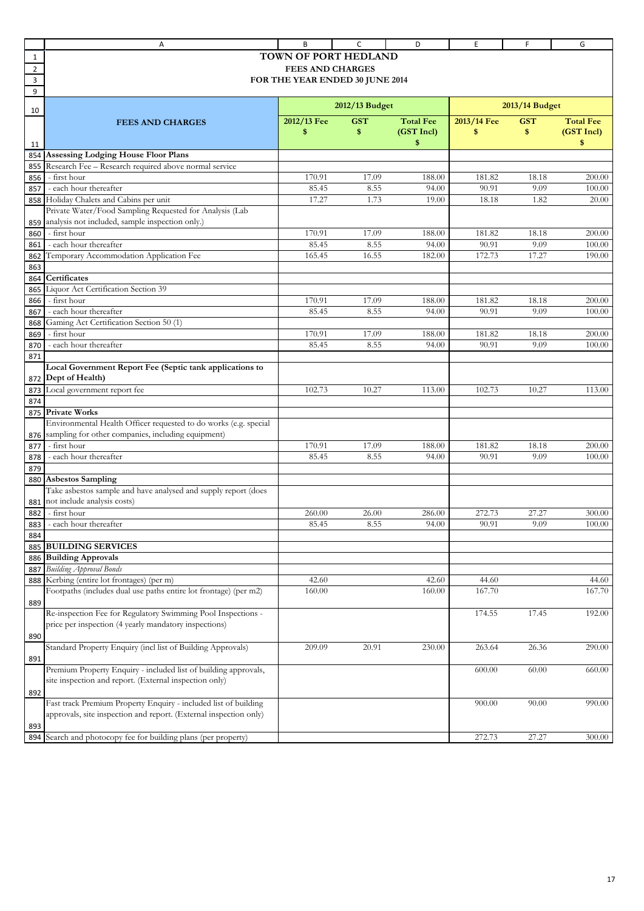# TOWN OF PORT HEDLAND

## FEES AND CHARGES

## FOR THE YEAR ENDED 30 JUNE 2014

| FEES AND CHARGES | 2012/13 Budget | | | 2013/14 Budget | | |
|---|---|---|---|---|---|---|
| | 2012/13 Fee $ | GST $ | Total Fee (GST Incl) $ | 2013/14 Fee $ | GST $ | Total Fee (GST Incl) $ |
| **Assessing Lodging House Floor Plans** | | | | | | |
| Research Fee – Research required above normal service | | | | | | |
| - first hour | 170.91 | 17.09 | 188.00 | 181.82 | 18.18 | 200.00 |
| - each hour thereafter | 85.45 | 8.55 | 94.00 | 90.91 | 9.09 | 100.00 |
| Holiday Chalets and Cabins per unit | 17.27 | 1.73 | 19.00 | 18.18 | 1.82 | 20.00 |
| Private Water/Food Sampling Requested for Analysis (Lab analysis not included, sample inspection only.) | | | | | | |
| - first hour | 170.91 | 17.09 | 188.00 | 181.82 | 18.18 | 200.00 |
| - each hour thereafter | 85.45 | 8.55 | 94.00 | 90.91 | 9.09 | 100.00 |
| Temporary Accommodation Application Fee | 165.45 | 16.55 | 182.00 | 172.73 | 17.27 | 190.00 |
| | | | | | | |
| **Certificates** | | | | | | |
| Liquor Act Certification Section 39 | | | | | | |
| - first hour | 170.91 | 17.09 | 188.00 | 181.82 | 18.18 | 200.00 |
| - each hour thereafter | 85.45 | 8.55 | 94.00 | 90.91 | 9.09 | 100.00 |
| Gaming Act Certification Section 50 (1) | | | | | | |
| - first hour | 170.91 | 17.09 | 188.00 | 181.82 | 18.18 | 200.00 |
| - each hour thereafter | 85.45 | 8.55 | 94.00 | 90.91 | 9.09 | 100.00 |
| | | | | | | |
| **Local Government Report Fee (Septic tank applications to Dept of Health)** | | | | | | |
| Local government report fee | 102.73 | 10.27 | 113.00 | 102.73 | 10.27 | 113.00 |
| | | | | | | |
| **Private Works** | | | | | | |
| Environmental Health Officer requested to do works (e.g. special sampling for other companies, including equipment) | | | | | | |
| - first hour | 170.91 | 17.09 | 188.00 | 181.82 | 18.18 | 200.00 |
| - each hour thereafter | 85.45 | 8.55 | 94.00 | 90.91 | 9.09 | 100.00 |
| | | | | | | |
| **Asbestos Sampling** | | | | | | |
| Take asbestos sample and have analysed and supply report (does not include analysis costs) | | | | | | |
| - first hour | 260.00 | 26.00 | 286.00 | 272.73 | 27.27 | 300.00 |
| - each hour thereafter | 85.45 | 8.55 | 94.00 | 90.91 | 9.09 | 100.00 |
| | | | | | | |
| **BUILDING SERVICES** | | | | | | |
| **Building Approvals** | | | | | | |
| *Building Approval Bonds* | | | | | | |
| Kerbing (entire lot frontages) (per m) | 42.60 | | 42.60 | 44.60 | | 44.60 |
| Footpaths (includes dual use paths entire lot frontage) (per m2) | 160.00 | | 160.00 | 167.70 | | 167.70 |
| Re-inspection Fee for Regulatory Swimming Pool Inspections - price per inspection (4 yearly mandatory inspections) | | | | 174.55 | 17.45 | 192.00 |
| Standard Property Enquiry (incl list of Building Approvals) | 209.09 | 20.91 | 230.00 | 263.64 | 26.36 | 290.00 |
| Premium Property Enquiry - included list of building approvals, site inspection and report. (External inspection only) | | | | 600.00 | 60.00 | 660.00 |
| Fast track Premium Property Enquiry - included list of building approvals, site inspection and report. (External inspection only) | | | | 900.00 | 90.00 | 990.00 |
| Search and photocopy fee for building plans (per property) | | | | 272.73 | 27.27 | 300.00 |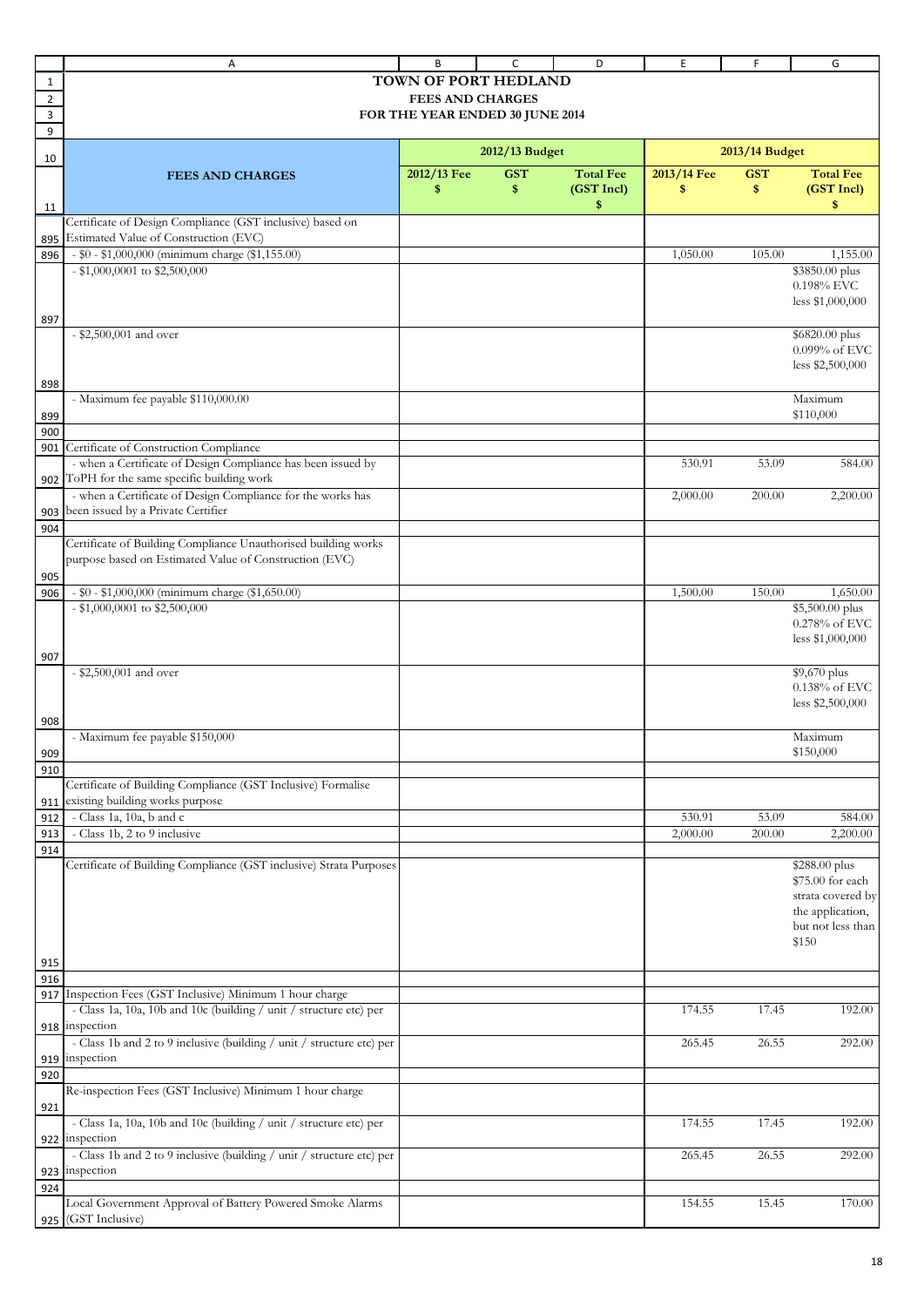# TOWN OF PORT HEDLAND

## FEES AND CHARGES

## FOR THE YEAR ENDED 30 JUNE 2014

| FEES AND CHARGES | 2012/13 Budget | | | 2013/14 Budget | | |
|---|---|---|---|---|---|---|
| | 2012/13 Fee $ | GST $ | Total Fee (GST Incl) $ | 2013/14 Fee $ | GST $ | Total Fee (GST Incl) $ |
| Certificate of Design Compliance (GST inclusive) based on Estimated Value of Construction (EVC) | | | | | | |
| - $0 - $1,000,000 (minimum charge ($1,155.00) | | | | 1,050.00 | 105.00 | 1,155.00 |
| - $1,000,0001 to $2,500,000 | | | | | | $3850.00 plus 0.198% EVC less $1,000,000 |
| - $2,500,001 and over | | | | | | $6820.00 plus 0.099% of EVC less $2,500,000 |
| - Maximum fee payable $110,000.00 | | | | | | Maximum $110,000 |
| | | | | | | |
| Certificate of Construction Compliance | | | | | | |
| - when a Certificate of Design Compliance has been issued by ToPH for the same specific building work | | | | 530.91 | 53.09 | 584.00 |
| - when a Certificate of Design Compliance for the works has been issued by a Private Certifier | | | | 2,000.00 | 200.00 | 2,200.00 |
| | | | | | | |
| Certificate of Building Compliance Unauthorised building works purpose based on Estimated Value of Construction (EVC) | | | | | | |
| - $0 - $1,000,000 (minimum charge ($1,650.00) | | | | 1,500.00 | 150.00 | 1,650.00 |
| - $1,000,0001 to $2,500,000 | | | | | | $5,500.00 plus 0.278% of EVC less $1,000,000 |
| - $2,500,001 and over | | | | | | $9,670 plus 0.138% of EVC less $2,500,000 |
| - Maximum fee payable $150,000 | | | | | | Maximum $150,000 |
| | | | | | | |
| Certificate of Building Compliance (GST Inclusive) Formalise existing building works purpose | | | | | | |
| - Class 1a, 10a, b and c | | | | 530.91 | 53.09 | 584.00 |
| - Class 1b, 2 to 9 inclusive | | | | 2,000.00 | 200.00 | 2,200.00 |
| | | | | | | |
| Certificate of Building Compliance (GST inclusive) Strata Purposes | | | | | | $288.00 plus $75.00 for each strata covered by the application, but not less than $150 |
| | | | | | | |
| Inspection Fees (GST Inclusive) Minimum 1 hour charge | | | | | | |
| - Class 1a, 10a, 10b and 10c (building / unit / structure etc) per inspection | | | | 174.55 | 17.45 | 192.00 |
| - Class 1b and 2 to 9 inclusive (building / unit / structure etc) per inspection | | | | 265.45 | 26.55 | 292.00 |
| | | | | | | |
| Re-inspection Fees (GST Inclusive) Minimum 1 hour charge | | | | | | |
| - Class 1a, 10a, 10b and 10c (building / unit / structure etc) per inspection | | | | 174.55 | 17.45 | 192.00 |
| - Class 1b and 2 to 9 inclusive (building / unit / structure etc) per inspection | | | | 265.45 | 26.55 | 292.00 |
| | | | | | | |
| Local Government Approval of Battery Powered Smoke Alarms (GST Inclusive) | | | | 154.55 | 15.45 | 170.00 |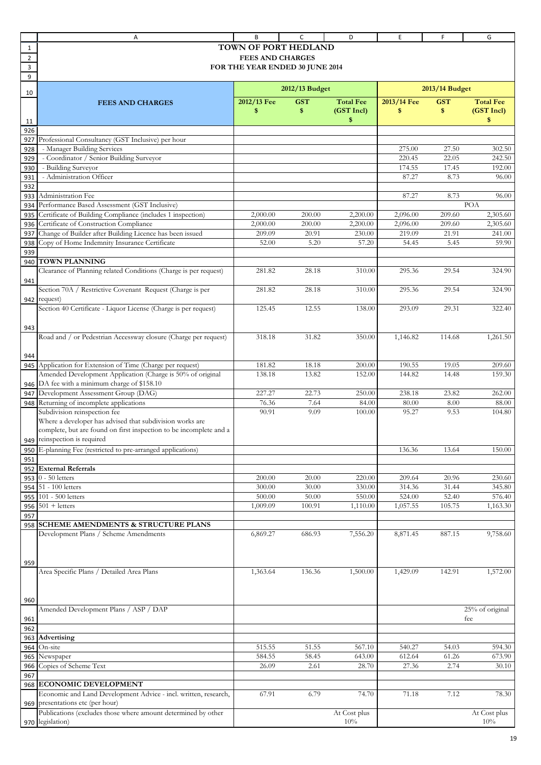# TOWN OF PORT HEDLAND

## FEES AND CHARGES

### FOR THE YEAR ENDED 30 JUNE 2014

| FEES AND CHARGES | 2012/13 Budget | | | 2013/14 Budget | | |
|---|---|---|---|---|---|---|
| | 2012/13 Fee $ | GST $ | Total Fee (GST Incl) $ | 2013/14 Fee $ | GST $ | Total Fee (GST Incl) $ |
| Professional Consultancy (GST Inclusive) per hour | | | | | | |
| - Manager Building Services | | | | 275.00 | 27.50 | 302.50 |
| - Coordinator / Senior Building Surveyor | | | | 220.45 | 22.05 | 242.50 |
| - Building Surveyor | | | | 174.55 | 17.45 | 192.00 |
| - Administration Officer | | | | 87.27 | 8.73 | 96.00 |
| | | | | | | |
| Administration Fee | | | | 87.27 | 8.73 | 96.00 |
| Performance Based Assessment (GST Inclusive) | | | | | | POA |
| Certificate of Building Compliance (includes 1 inspection) | 2,000.00 | 200.00 | 2,200.00 | 2,096.00 | 209.60 | 2,305.60 |
| Certificate of Construction Compliance | 2,000.00 | 200.00 | 2,200.00 | 2,096.00 | 209.60 | 2,305.60 |
| Change of Builder after Building Licence has been issued | 209.09 | 20.91 | 230.00 | 219.09 | 21.91 | 241.00 |
| Copy of Home Indemnity Insurance Certificate | 52.00 | 5.20 | 57.20 | 54.45 | 5.45 | 59.90 |
| | | | | | | |
| **TOWN PLANNING** | | | | | | |
| Clearance of Planning related Conditions (Charge is per request) | 281.82 | 28.18 | 310.00 | 295.36 | 29.54 | 324.90 |
| Section 70A / Restrictive Covenant Request (Charge is per request) | 281.82 | 28.18 | 310.00 | 295.36 | 29.54 | 324.90 |
| Section 40 Certificate - Liquor License (Charge is per request) | 125.45 | 12.55 | 138.00 | 293.09 | 29.31 | 322.40 |
| Road and / or Pedestrian Accessway closure (Charge per request) | 318.18 | 31.82 | 350.00 | 1,146.82 | 114.68 | 1,261.50 |
| Application for Extension of Time (Charge per request) | 181.82 | 18.18 | 200.00 | 190.55 | 19.05 | 209.60 |
| Amended Development Application (Charge is 50% of original DA fee with a minimum charge of $158.10 | 138.18 | 13.82 | 152.00 | 144.82 | 14.48 | 159.30 |
| Development Assessment Group (DAG) | 227.27 | 22.73 | 250.00 | 238.18 | 23.82 | 262.00 |
| Returning of incomplete applications | 76.36 | 7.64 | 84.00 | 80.00 | 8.00 | 88.00 |
| Subdivision reinspection fee Where a developer has advised that subdivision works are complete, but are found on first inspection to be incomplete and a reinspection is required | 90.91 | 9.09 | 100.00 | 95.27 | 9.53 | 104.80 |
| E-planning Fee (restricted to pre-arranged applications) | | | | 136.36 | 13.64 | 150.00 |
| | | | | | | |
| **External Referrals** | | | | | | |
| 0 - 50 letters | 200.00 | 20.00 | 220.00 | 209.64 | 20.96 | 230.60 |
| 51 - 100 letters | 300.00 | 30.00 | 330.00 | 314.36 | 31.44 | 345.80 |
| 101 - 500 letters | 500.00 | 50.00 | 550.00 | 524.00 | 52.40 | 576.40 |
| 501 + letters | 1,009.09 | 100.91 | 1,110.00 | 1,057.55 | 105.75 | 1,163.30 |
| | | | | | | |
| **SCHEME AMENDMENTS & STRUCTURE PLANS** | | | | | | |
| Development Plans / Scheme Amendments | 6,869.27 | 686.93 | 7,556.20 | 8,871.45 | 887.15 | 9,758.60 |
| Area Specific Plans / Detailed Area Plans | 1,363.64 | 136.36 | 1,500.00 | 1,429.09 | 142.91 | 1,572.00 |
| Amended Development Plans / ASP / DAP | | | | | | 25% of original fee |
| | | | | | | |
| **Advertising** | | | | | | |
| On-site | 515.55 | 51.55 | 567.10 | 540.27 | 54.03 | 594.30 |
| Newspaper | 584.55 | 58.45 | 643.00 | 612.64 | 61.26 | 673.90 |
| Copies of Scheme Text | 26.09 | 2.61 | 28.70 | 27.36 | 2.74 | 30.10 |
| | | | | | | |
| **ECONOMIC DEVELOPMENT** | | | | | | |
| Economic and Land Development Advice - incl. written, research, presentations etc (per hour) | 67.91 | 6.79 | 74.70 | 71.18 | 7.12 | 78.30 |
| Publications (excludes those where amount determined by other legislation) | | | At Cost plus 10% | | | At Cost plus 10% |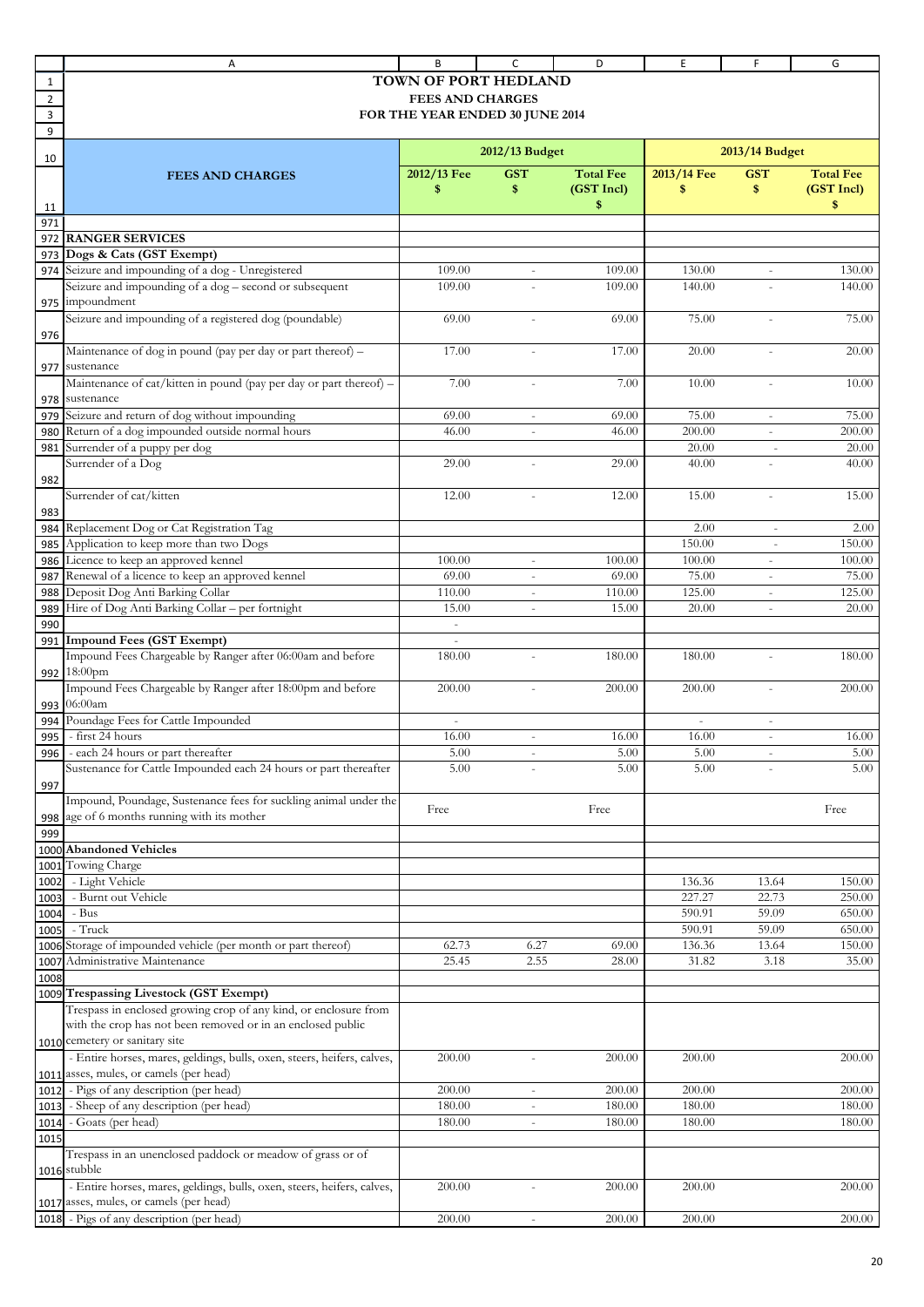# TOWN OF PORT HEDLAND
## FEES AND CHARGES
### FOR THE YEAR ENDED 30 JUNE 2014

| FEES AND CHARGES | 2012/13 Budget | | | 2013/14 Budget | | |
|---|---|---|---|---|---|---|
| | 2012/13 Fee $ | GST $ | Total Fee (GST Incl) $ | 2013/14 Fee $ | GST $ | Total Fee (GST Incl) $ |
| **RANGER SERVICES** | | | | | | |
| **Dogs & Cats (GST Exempt)** | | | | | | |
| Seizure and impounding of a dog - Unregistered | 109.00 | - | 109.00 | 130.00 | - | 130.00 |
| Seizure and impounding of a dog – second or subsequent impoundment | 109.00 | - | 109.00 | 140.00 | - | 140.00 |
| Seizure and impounding of a registered dog (poundable) | 69.00 | - | 69.00 | 75.00 | - | 75.00 |
| Maintenance of dog in pound (pay per day or part thereof) – sustenance | 17.00 | - | 17.00 | 20.00 | - | 20.00 |
| Maintenance of cat/kitten in pound (pay per day or part thereof) – sustenance | 7.00 | - | 7.00 | 10.00 | - | 10.00 |
| Seizure and return of dog without impounding | 69.00 | - | 69.00 | 75.00 | - | 75.00 |
| Return of a dog impounded outside normal hours | 46.00 | - | 46.00 | 200.00 | - | 200.00 |
| Surrender of a puppy per dog | | | | 20.00 | - | 20.00 |
| Surrender of a Dog | 29.00 | - | 29.00 | 40.00 | - | 40.00 |
| Surrender of cat/kitten | 12.00 | - | 12.00 | 15.00 | - | 15.00 |
| Replacement Dog or Cat Registration Tag | | | | 2.00 | - | 2.00 |
| Application to keep more than two Dogs | | | | 150.00 | - | 150.00 |
| Licence to keep an approved kennel | 100.00 | - | 100.00 | 100.00 | - | 100.00 |
| Renewal of a licence to keep an approved kennel | 69.00 | - | 69.00 | 75.00 | - | 75.00 |
| Deposit Dog Anti Barking Collar | 110.00 | - | 110.00 | 125.00 | - | 125.00 |
| Hire of Dog Anti Barking Collar – per fortnight | 15.00 | - | 15.00 | 20.00 | - | 20.00 |
| | - | | | | | |
| **Impound Fees (GST Exempt)** | - | | | | | |
| Impound Fees Chargeable by Ranger after 06:00am and before 18:00pm | 180.00 | - | 180.00 | 180.00 | - | 180.00 |
| Impound Fees Chargeable by Ranger after 18:00pm and before 06:00am | 200.00 | - | 200.00 | 200.00 | - | 200.00 |
| Poundage Fees for Cattle Impounded | - | | | - | - | |
| - first 24 hours | 16.00 | - | 16.00 | 16.00 | - | 16.00 |
| - each 24 hours or part thereafter | 5.00 | - | 5.00 | 5.00 | - | 5.00 |
| Sustenance for Cattle Impounded each 24 hours or part thereafter | 5.00 | - | 5.00 | 5.00 | - | 5.00 |
| Impound, Poundage, Sustenance fees for suckling animal under the age of 6 months running with its mother | Free | | Free | | | Free |
| | | | | | | |
| **Abandoned Vehicles** | | | | | | |
| Towing Charge | | | | | | |
| - Light Vehicle | | | | 136.36 | 13.64 | 150.00 |
| - Burnt out Vehicle | | | | 227.27 | 22.73 | 250.00 |
| - Bus | | | | 590.91 | 59.09 | 650.00 |
| - Truck | | | | 590.91 | 59.09 | 650.00 |
| Storage of impounded vehicle (per month or part thereof) | 62.73 | 6.27 | 69.00 | 136.36 | 13.64 | 150.00 |
| Administrative Maintenance | 25.45 | 2.55 | 28.00 | 31.82 | 3.18 | 35.00 |
| | | | | | | |
| **Trespassing Livestock (GST Exempt)** | | | | | | |
| Trespass in enclosed growing crop of any kind, or enclosure from with the crop has not been removed or in an enclosed public cemetery or sanitary site | | | | | | |
| - Entire horses, mares, geldings, bulls, oxen, steers, heifers, calves, asses, mules, or camels (per head) | 200.00 | - | 200.00 | 200.00 | | 200.00 |
| - Pigs of any description (per head) | 200.00 | - | 200.00 | 200.00 | | 200.00 |
| - Sheep of any description (per head) | 180.00 | - | 180.00 | 180.00 | | 180.00 |
| - Goats (per head) | 180.00 | - | 180.00 | 180.00 | | 180.00 |
| | | | | | | |
| Trespass in an unenclosed paddock or meadow of grass or of stubble | | | | | | |
| - Entire horses, mares, geldings, bulls, oxen, steers, heifers, calves, asses, mules, or camels (per head) | 200.00 | - | 200.00 | 200.00 | | 200.00 |
| - Pigs of any description (per head) | 200.00 | - | 200.00 | 200.00 | | 200.00 |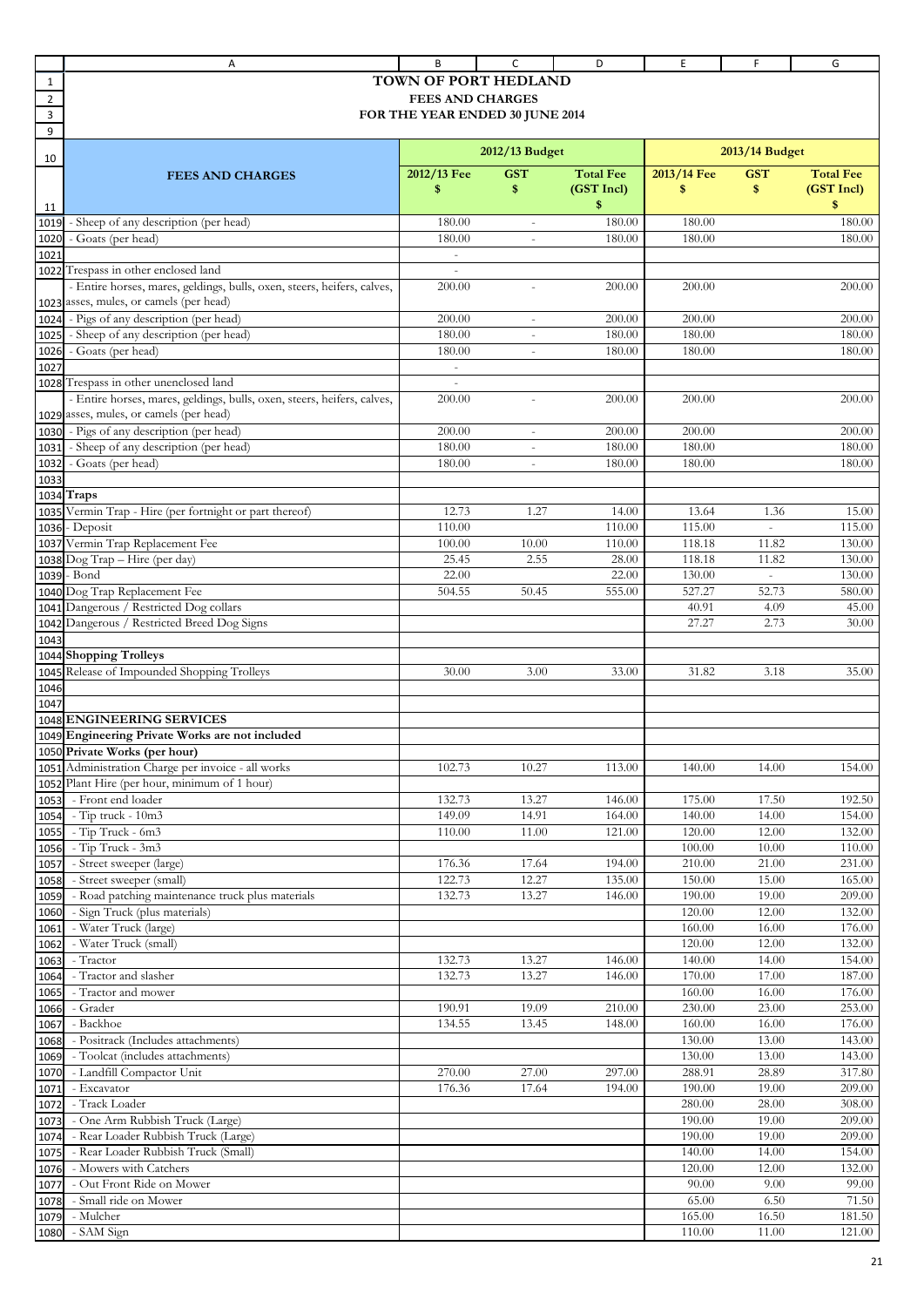# TOWN OF PORT HEDLAND

## FEES AND CHARGES

## FOR THE YEAR ENDED 30 JUNE 2014

| FEES AND CHARGES | 2012/13 Budget | | | 2013/14 Budget | | |
|---|---|---|---|---|---|---|
| | 2012/13 Fee $ | GST $ | Total Fee (GST Incl) $ | 2013/14 Fee $ | GST $ | Total Fee (GST Incl) $ |
| - Sheep of any description (per head) | 180.00 | - | 180.00 | 180.00 | | 180.00 |
| - Goats (per head) | 180.00 | - | 180.00 | 180.00 | | 180.00 |
| | - | | | | | |
| Trespass in other enclosed land | - | | | | | |
| - Entire horses, mares, geldings, bulls, oxen, steers, heifers, calves, asses, mules, or camels (per head) | 200.00 | - | 200.00 | 200.00 | | 200.00 |
| - Pigs of any description (per head) | 200.00 | - | 200.00 | 200.00 | | 200.00 |
| - Sheep of any description (per head) | 180.00 | - | 180.00 | 180.00 | | 180.00 |
| - Goats (per head) | 180.00 | - | 180.00 | 180.00 | | 180.00 |
| | - | | | | | |
| Trespass in other unenclosed land | - | | | | | |
| - Entire horses, mares, geldings, bulls, oxen, steers, heifers, calves, asses, mules, or camels (per head) | 200.00 | - | 200.00 | 200.00 | | 200.00 |
| - Pigs of any description (per head) | 200.00 | - | 200.00 | 200.00 | | 200.00 |
| - Sheep of any description (per head) | 180.00 | - | 180.00 | 180.00 | | 180.00 |
| - Goats (per head) | 180.00 | - | 180.00 | 180.00 | | 180.00 |
| | | | | | | |
| **Traps** | | | | | | |
| Vermin Trap - Hire (per fortnight or part thereof) | 12.73 | 1.27 | 14.00 | 13.64 | 1.36 | 15.00 |
| - Deposit | 110.00 | | 110.00 | 115.00 | - | 115.00 |
| Vermin Trap Replacement Fee | 100.00 | 10.00 | 110.00 | 118.18 | 11.82 | 130.00 |
| Dog Trap – Hire (per day) | 25.45 | 2.55 | 28.00 | 118.18 | 11.82 | 130.00 |
| - Bond | 22.00 | | 22.00 | 130.00 | - | 130.00 |
| Dog Trap Replacement Fee | 504.55 | 50.45 | 555.00 | 527.27 | 52.73 | 580.00 |
| Dangerous / Restricted Dog collars | | | | 40.91 | 4.09 | 45.00 |
| Dangerous / Restricted Breed Dog Signs | | | | 27.27 | 2.73 | 30.00 |
| | | | | | | |
| **Shopping Trolleys** | | | | | | |
| Release of Impounded Shopping Trolleys | 30.00 | 3.00 | 33.00 | 31.82 | 3.18 | 35.00 |
| | | | | | | |
| | | | | | | |
| **ENGINEERING SERVICES** | | | | | | |
| **Engineering Private Works are not included** | | | | | | |
| **Private Works (per hour)** | | | | | | |
| Administration Charge per invoice - all works | 102.73 | 10.27 | 113.00 | 140.00 | 14.00 | 154.00 |
| Plant Hire (per hour, minimum of 1 hour) | | | | | | |
| - Front end loader | 132.73 | 13.27 | 146.00 | 175.00 | 17.50 | 192.50 |
| - Tip truck - 10m3 | 149.09 | 14.91 | 164.00 | 140.00 | 14.00 | 154.00 |
| - Tip Truck - 6m3 | 110.00 | 11.00 | 121.00 | 120.00 | 12.00 | 132.00 |
| - Tip Truck - 3m3 | | | | 100.00 | 10.00 | 110.00 |
| - Street sweeper (large) | 176.36 | 17.64 | 194.00 | 210.00 | 21.00 | 231.00 |
| - Street sweeper (small) | 122.73 | 12.27 | 135.00 | 150.00 | 15.00 | 165.00 |
| - Road patching maintenance truck plus materials | 132.73 | 13.27 | 146.00 | 190.00 | 19.00 | 209.00 |
| - Sign Truck (plus materials) | | | | 120.00 | 12.00 | 132.00 |
| - Water Truck (large) | | | | 160.00 | 16.00 | 176.00 |
| - Water Truck (small) | | | | 120.00 | 12.00 | 132.00 |
| - Tractor | 132.73 | 13.27 | 146.00 | 140.00 | 14.00 | 154.00 |
| - Tractor and slasher | 132.73 | 13.27 | 146.00 | 170.00 | 17.00 | 187.00 |
| - Tractor and mower | | | | 160.00 | 16.00 | 176.00 |
| - Grader | 190.91 | 19.09 | 210.00 | 230.00 | 23.00 | 253.00 |
| - Backhoe | 134.55 | 13.45 | 148.00 | 160.00 | 16.00 | 176.00 |
| - Positrack (Includes attachments) | | | | 130.00 | 13.00 | 143.00 |
| - Toolcat (includes attachments) | | | | 130.00 | 13.00 | 143.00 |
| - Landfill Compactor Unit | 270.00 | 27.00 | 297.00 | 288.91 | 28.89 | 317.80 |
| - Excavator | 176.36 | 17.64 | 194.00 | 190.00 | 19.00 | 209.00 |
| - Track Loader | | | | 280.00 | 28.00 | 308.00 |
| - One Arm Rubbish Truck (Large) | | | | 190.00 | 19.00 | 209.00 |
| - Rear Loader Rubbish Truck (Large) | | | | 190.00 | 19.00 | 209.00 |
| - Rear Loader Rubbish Truck (Small) | | | | 140.00 | 14.00 | 154.00 |
| - Mowers with Catchers | | | | 120.00 | 12.00 | 132.00 |
| - Out Front Ride on Mower | | | | 90.00 | 9.00 | 99.00 |
| - Small ride on Mower | | | | 65.00 | 6.50 | 71.50 |
| - Mulcher | | | | 165.00 | 16.50 | 181.50 |
| - SAM Sign | | | | 110.00 | 11.00 | 121.00 |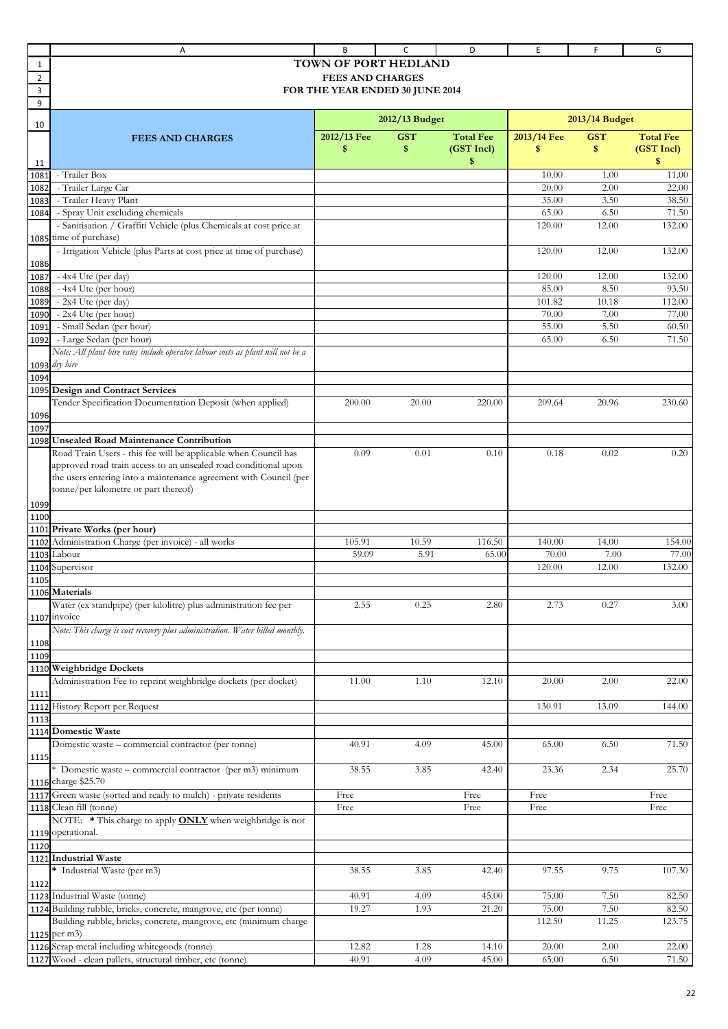# TOWN OF PORT HEDLAND

## FEES AND CHARGES

## FOR THE YEAR ENDED 30 JUNE 2014

| FEES AND CHARGES | 2012/13 Budget | | | 2013/14 Budget | | |
|---|---|---|---|---|---|---|
| | 2012/13 Fee $ | GST $ | Total Fee (GST Incl) $ | 2013/14 Fee $ | GST $ | Total Fee (GST Incl) $ |
| - Trailer Box | | | | 10.00 | 1.00 | 11.00 |
| - Trailer Large Car | | | | 20.00 | 2.00 | 22.00 |
| - Trailer Heavy Plant | | | | 35.00 | 3.50 | 38.50 |
| - Spray Unit excluding chemicals | | | | 65.00 | 6.50 | 71.50 |
| - Sanitisation / Graffiti Vehicle (plus Chemicals at cost price at time of purchase) | | | | 120.00 | 12.00 | 132.00 |
| - Irrigation Vehicle (plus Parts at cost price at time of purchase) | | | | 120.00 | 12.00 | 132.00 |
| - 4x4 Ute (per day) | | | | 120.00 | 12.00 | 132.00 |
| - 4x4 Ute (per hour) | | | | 85.00 | 8.50 | 93.50 |
| - 2x4 Ute (per day) | | | | 101.82 | 10.18 | 112.00 |
| - 2x4 Ute (per hour) | | | | 70.00 | 7.00 | 77.00 |
| - Small Sedan (per hour) | | | | 55.00 | 5.50 | 60.50 |
| - Large Sedan (per hour) | | | | 65.00 | 6.50 | 71.50 |
| *Note: All plant hire rates include operator labour costs as plant will not be a dry hire* | | | | | | |
| | | | | | | |
| **Design and Contract Services** | | | | | | |
| Tender Specification Documentation Deposit (when applied) | 200.00 | 20.00 | 220.00 | 209.64 | 20.96 | 230.60 |
| | | | | | | |
| **Unsealed Road Maintenance Contribution** | | | | | | |
| Road Train Users - this fee will be applicable when Council has approved road train access to an unsealed road conditional upon the users entering into a maintenance agreement with Council (per tonne/per kilometre or part thereof) | 0.09 | 0.01 | 0.10 | 0.18 | 0.02 | 0.20 |
| | | | | | | |
| **Private Works (per hour)** | | | | | | |
| Administration Charge (per invoice) - all works | 105.91 | 10.59 | 116.50 | 140.00 | 14.00 | 154.00 |
| Labour | 59.09 | 5.91 | 65.00 | 70.00 | 7.00 | 77.00 |
| Supervisor | | | | 120.00 | 12.00 | 132.00 |
| | | | | | | |
| **Materials** | | | | | | |
| Water (ex standpipe) (per kilolitre) plus administration fee per invoice | 2.55 | 0.25 | 2.80 | 2.73 | 0.27 | 3.00 |
| *Note: This charge is cost recovery plus administration. Water billed monthly.* | | | | | | |
| | | | | | | |
| **Weighbridge Dockets** | | | | | | |
| Administration Fee to reprint weighbridge dockets (per docket) | 11.00 | 1.10 | 12.10 | 20.00 | 2.00 | 22.00 |
| History Report per Request | | | | 130.91 | 13.09 | 144.00 |
| | | | | | | |
| **Domestic Waste** | | | | | | |
| Domestic waste – commercial contractor (per tonne) | 40.91 | 4.09 | 45.00 | 65.00 | 6.50 | 71.50 |
| * Domestic waste – commercial contractor (per m3) minimum charge $25.70 | 38.55 | 3.85 | 42.40 | 23.36 | 2.34 | 25.70 |
| Green waste (sorted and ready to mulch) - private residents | Free | | Free | Free | | Free |
| Clean fill (tonne) | Free | | Free | Free | | Free |
| NOTE: * This charge to apply **ONLY** when weighbridge is not operational. | | | | | | |
| | | | | | | |
| **Industrial Waste** | | | | | | |
| * Industrial Waste (per m3) | 38.55 | 3.85 | 42.40 | 97.55 | 9.75 | 107.30 |
| Industrial Waste (tonne) | 40.91 | 4.09 | 45.00 | 75.00 | 7.50 | 82.50 |
| Building rubble, bricks, concrete, mangrove, etc (per tonne) | 19.27 | 1.93 | 21.20 | 75.00 | 7.50 | 82.50 |
| Building rubble, bricks, concrete, mangrove, etc (minimum charge per m3) | | | | 112.50 | 11.25 | 123.75 |
| Scrap metal including whitegoods (tonne) | 12.82 | 1.28 | 14.10 | 20.00 | 2.00 | 22.00 |
| Wood - clean pallets, structural timber, etc (tonne) | 40.91 | 4.09 | 45.00 | 65.00 | 6.50 | 71.50 |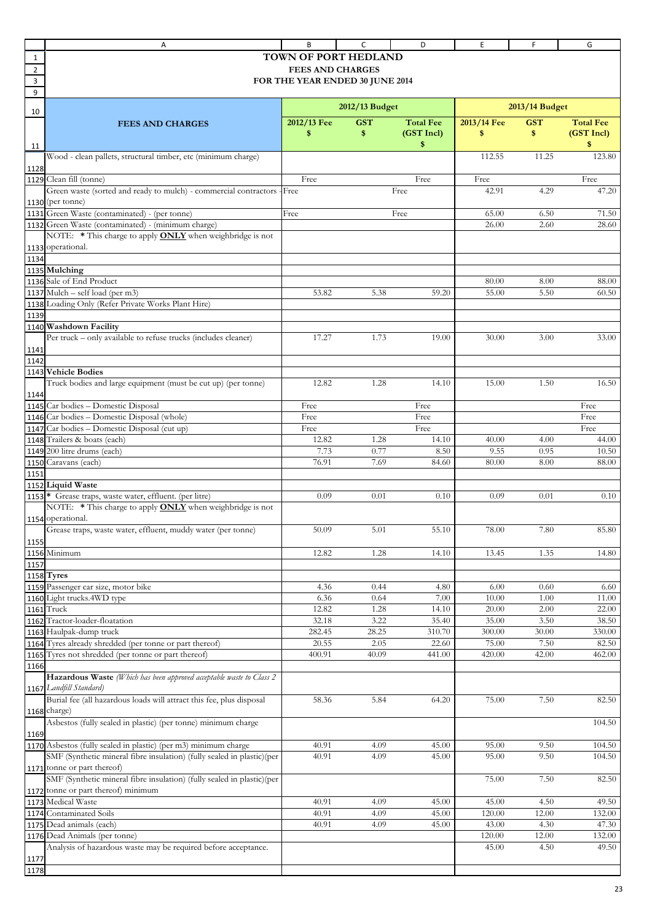**TOWN OF PORT HEDLAND**
**FEES AND CHARGES**
**FOR THE YEAR ENDED 30 JUNE 2014**

| FEES AND CHARGES | 2012/13 Budget | | | 2013/14 Budget | | |
|---|---|---|---|---|---|---|
| | 2012/13 Fee $ | GST $ | Total Fee (GST Incl) $ | 2013/14 Fee $ | GST $ | Total Fee (GST Incl) $ |
| Wood - clean pallets, structural timber, etc (minimum charge) | | | | 112.55 | 11.25 | 123.80 |
| Clean fill (tonne) | Free | | Free | Free | | Free |
| Green waste (sorted and ready to mulch) - commercial contractors - (per tonne) | Free | | Free | 42.91 | 4.29 | 47.20 |
| Green Waste (contaminated) - (per tonne) | Free | | Free | 65.00 | 6.50 | 71.50 |
| Green Waste (contaminated) - (minimum charge) | | | | 26.00 | 2.60 | 28.60 |
| NOTE: * This charge to apply **ONLY** when weighbridge is not operational. | | | | | | |
| | | | | | | |
| **Mulching** | | | | | | |
| Sale of End Product | | | | 80.00 | 8.00 | 88.00 |
| Mulch – self load (per m3) | 53.82 | 5.38 | 59.20 | 55.00 | 5.50 | 60.50 |
| Loading Only (Refer Private Works Plant Hire) | | | | | | |
| | | | | | | |
| **Washdown Facility** | | | | | | |
| Per truck – only available to refuse trucks (includes cleaner) | 17.27 | 1.73 | 19.00 | 30.00 | 3.00 | 33.00 |
| | | | | | | |
| **Vehicle Bodies** | | | | | | |
| Truck bodies and large equipment (must be cut up) (per tonne) | 12.82 | 1.28 | 14.10 | 15.00 | 1.50 | 16.50 |
| Car bodies – Domestic Disposal | Free | | Free | | | Free |
| Car bodies – Domestic Disposal (whole) | Free | | Free | | | Free |
| Car bodies – Domestic Disposal (cut up) | Free | | Free | | | Free |
| Trailers & boats (each) | 12.82 | 1.28 | 14.10 | 40.00 | 4.00 | 44.00 |
| 200 litre drums (each) | 7.73 | 0.77 | 8.50 | 9.55 | 0.95 | 10.50 |
| Caravans (each) | 76.91 | 7.69 | 84.60 | 80.00 | 8.00 | 88.00 |
| | | | | | | |
| **Liquid Waste** | | | | | | |
| * Grease traps, waste water, effluent. (per litre) | 0.09 | 0.01 | 0.10 | 0.09 | 0.01 | 0.10 |
| NOTE: * This charge to apply **ONLY** when weighbridge is not operational. | | | | | | |
| Grease traps, waste water, effluent, muddy water (per tonne) | 50.09 | 5.01 | 55.10 | 78.00 | 7.80 | 85.80 |
| Minimum | 12.82 | 1.28 | 14.10 | 13.45 | 1.35 | 14.80 |
| | | | | | | |
| **Tyres** | | | | | | |
| Passenger car size, motor bike | 4.36 | 0.44 | 4.80 | 6.00 | 0.60 | 6.60 |
| Light trucks.4WD type | 6.36 | 0.64 | 7.00 | 10.00 | 1.00 | 11.00 |
| Truck | 12.82 | 1.28 | 14.10 | 20.00 | 2.00 | 22.00 |
| Tractor-loader-floatation | 32.18 | 3.22 | 35.40 | 35.00 | 3.50 | 38.50 |
| Haulpak-dump truck | 282.45 | 28.25 | 310.70 | 300.00 | 30.00 | 330.00 |
| Tyres already shredded (per tonne or part thereof) | 20.55 | 2.05 | 22.60 | 75.00 | 7.50 | 82.50 |
| Tyres not shredded (per tonne or part thereof) | 400.91 | 40.09 | 441.00 | 420.00 | 42.00 | 462.00 |
| | | | | | | |
| **Hazardous Waste** *(Which has been approved acceptable waste to Class 2 Landfill Standard)* | | | | | | |
| Burial fee (all hazardous loads will attract this fee, plus disposal charge) | 58.36 | 5.84 | 64.20 | 75.00 | 7.50 | 82.50 |
| Asbestos (fully sealed in plastic) (per tonne) minimum charge | | | | | | 104.50 |
| Asbestos (fully sealed in plastic) (per m3) minimum charge | 40.91 | 4.09 | 45.00 | 95.00 | 9.50 | 104.50 |
| SMF (Synthetic mineral fibre insulation) (fully sealed in plastic)(per tonne or part thereof) | 40.91 | 4.09 | 45.00 | 95.00 | 9.50 | 104.50 |
| SMF (Synthetic mineral fibre insulation) (fully sealed in plastic)(per tonne or part thereof) minimum | | | | 75.00 | 7.50 | 82.50 |
| Medical Waste | 40.91 | 4.09 | 45.00 | 45.00 | 4.50 | 49.50 |
| Contaminated Soils | 40.91 | 4.09 | 45.00 | 120.00 | 12.00 | 132.00 |
| Dead animals (each) | 40.91 | 4.09 | 45.00 | 43.00 | 4.30 | 47.30 |
| Dead Animals (per tonne) | | | | 120.00 | 12.00 | 132.00 |
| Analysis of hazardous waste may be required before acceptance. | | | | 45.00 | 4.50 | 49.50 |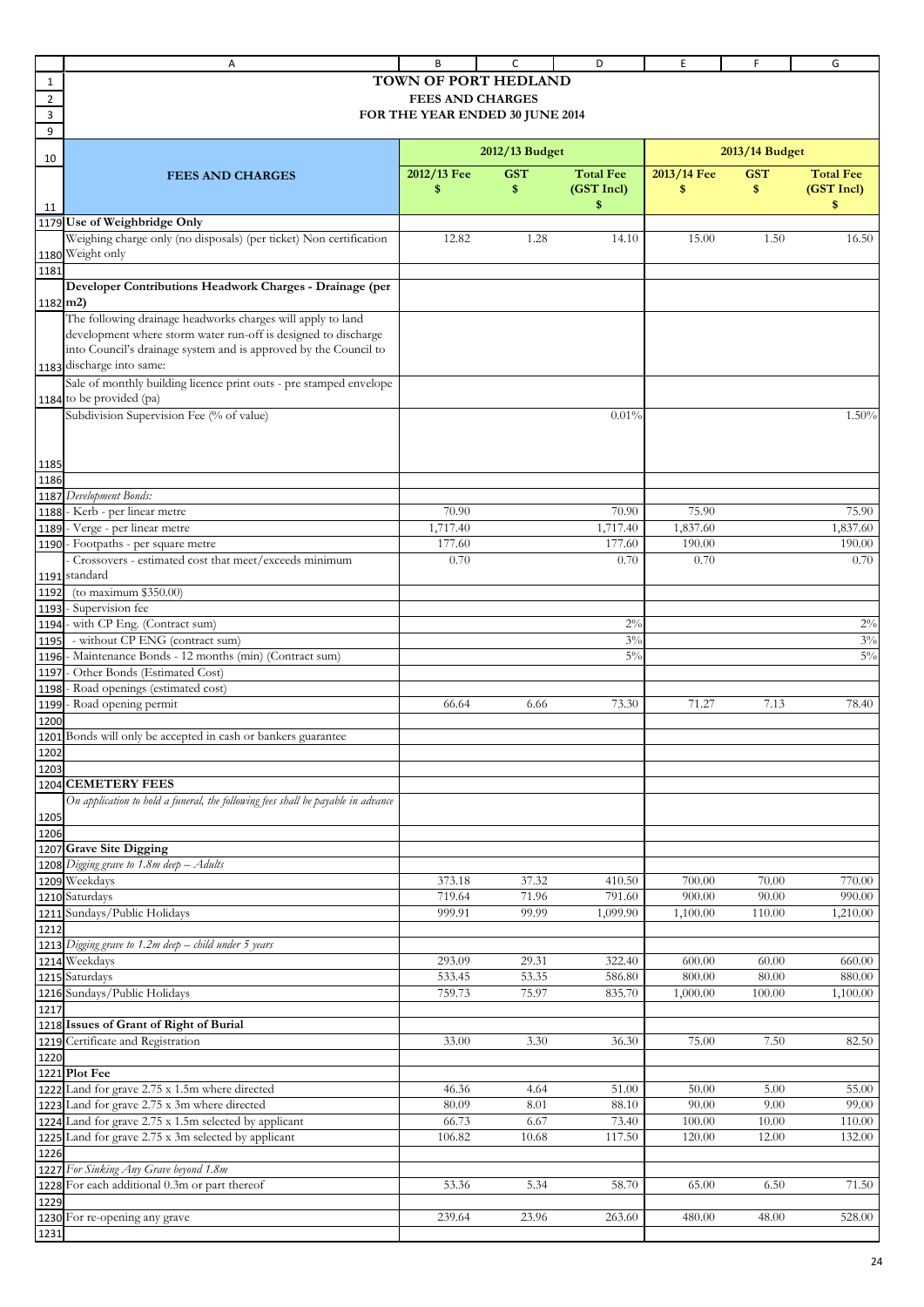# TOWN OF PORT HEDLAND

## FEES AND CHARGES

### FOR THE YEAR ENDED 30 JUNE 2014

| FEES AND CHARGES | 2012/13 Budget | | | 2013/14 Budget | | |
|---|---|---|---|---|---|---|
| | 2012/13 Fee $ | GST $ | Total Fee (GST Incl) $ | 2013/14 Fee $ | GST $ | Total Fee (GST Incl) $ |
| **Use of Weighbridge Only** | | | | | | |
| Weighing charge only (no disposals) (per ticket) Non certification Weight only | 12.82 | 1.28 | 14.10 | 15.00 | 1.50 | 16.50 |
| | | | | | | |
| **Developer Contributions Headwork Charges - Drainage (per m2)** | | | | | | |
| The following drainage headworks charges will apply to land development where storm water run-off is designed to discharge into Council's drainage system and is approved by the Council to discharge into same: | | | | | | |
| Sale of monthly building licence print outs - pre stamped envelope to be provided (pa) | | | | | | |
| Subdivision Supervision Fee (% of value) | | | 0.01% | | | 1.50% |
| | | | | | | |
| *Development Bonds:* | | | | | | |
| - Kerb - per linear metre | 70.90 | | 70.90 | 75.90 | | 75.90 |
| - Verge - per linear metre | 1,717.40 | | 1,717.40 | 1,837.60 | | 1,837.60 |
| - Footpaths - per square metre | 177.60 | | 177.60 | 190.00 | | 190.00 |
| - Crossovers - estimated cost that meet/exceeds minimum standard | 0.70 | | 0.70 | 0.70 | | 0.70 |
| (to maximum $350.00) | | | | | | |
| - Supervision fee | | | | | | |
| - with CP Eng. (Contract sum) | | | 2% | | | 2% |
| - without CP ENG (contract sum) | | | 3% | | | 3% |
| - Maintenance Bonds - 12 months (min) (Contract sum) | | | 5% | | | 5% |
| - Other Bonds (Estimated Cost) | | | | | | |
| - Road openings (estimated cost) | | | | | | |
| - Road opening permit | 66.64 | 6.66 | 73.30 | 71.27 | 7.13 | 78.40 |
| | | | | | | |
| Bonds will only be accepted in cash or bankers guarantee | | | | | | |
| | | | | | | |
| **CEMETERY FEES** | | | | | | |
| *On application to hold a funeral, the following fees shall be payable in advance* | | | | | | |
| | | | | | | |
| **Grave Site Digging** | | | | | | |
| *Digging grave to 1.8m deep – Adults* | | | | | | |
| Weekdays | 373.18 | 37.32 | 410.50 | 700.00 | 70.00 | 770.00 |
| Saturdays | 719.64 | 71.96 | 791.60 | 900.00 | 90.00 | 990.00 |
| Sundays/Public Holidays | 999.91 | 99.99 | 1,099.90 | 1,100.00 | 110.00 | 1,210.00 |
| | | | | | | |
| *Digging grave to 1.2m deep – child under 5 years* | | | | | | |
| Weekdays | 293.09 | 29.31 | 322.40 | 600.00 | 60.00 | 660.00 |
| Saturdays | 533.45 | 53.35 | 586.80 | 800.00 | 80.00 | 880.00 |
| Sundays/Public Holidays | 759.73 | 75.97 | 835.70 | 1,000.00 | 100.00 | 1,100.00 |
| | | | | | | |
| **Issues of Grant of Right of Burial** | | | | | | |
| Certificate and Registration | 33.00 | 3.30 | 36.30 | 75.00 | 7.50 | 82.50 |
| | | | | | | |
| **Plot Fee** | | | | | | |
| Land for grave 2.75 x 1.5m where directed | 46.36 | 4.64 | 51.00 | 50.00 | 5.00 | 55.00 |
| Land for grave 2.75 x 3m where directed | 80.09 | 8.01 | 88.10 | 90.00 | 9.00 | 99.00 |
| Land for grave 2.75 x 1.5m selected by applicant | 66.73 | 6.67 | 73.40 | 100.00 | 10.00 | 110.00 |
| Land for grave 2.75 x 3m selected by applicant | 106.82 | 10.68 | 117.50 | 120.00 | 12.00 | 132.00 |
| | | | | | | |
| *For Sinking Any Grave beyond 1.8m* | | | | | | |
| For each additional 0.3m or part thereof | 53.36 | 5.34 | 58.70 | 65.00 | 6.50 | 71.50 |
| | | | | | | |
| For re-opening any grave | 239.64 | 23.96 | 263.60 | 480.00 | 48.00 | 528.00 |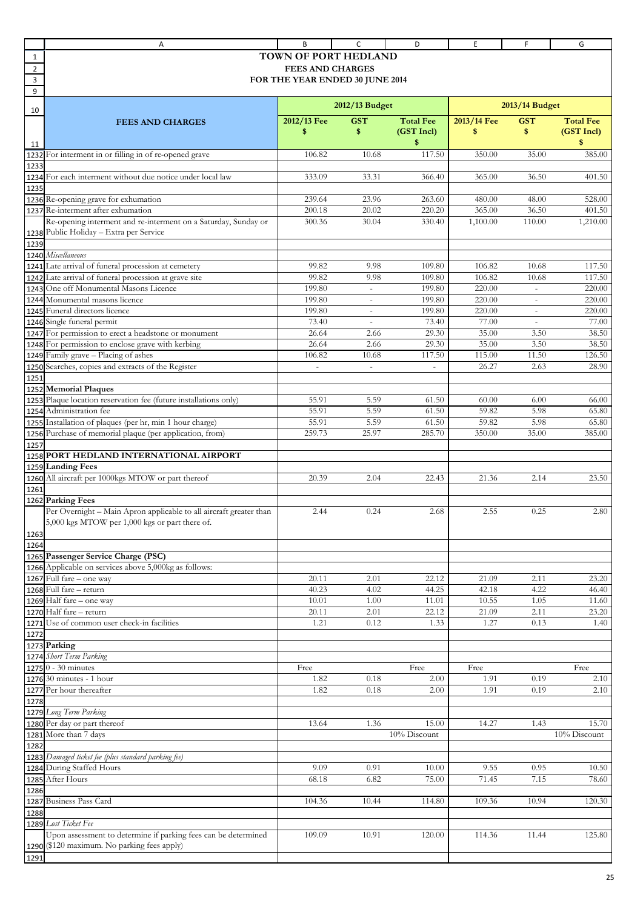# TOWN OF PORT HEDLAND

## FEES AND CHARGES

### FOR THE YEAR ENDED 30 JUNE 2014

| FEES AND CHARGES | 2012/13 Budget | | | 2013/14 Budget | | |
|---|---|---|---|---|---|---|
| | 2012/13 Fee $ | GST $ | Total Fee (GST Incl) $ | 2013/14 Fee $ | GST $ | Total Fee (GST Incl) $ |
| For interment in or filling in of re-opened grave | 106.82 | 10.68 | 117.50 | 350.00 | 35.00 | 385.00 |
| | | | | | | |
| For each interment without due notice under local law | 333.09 | 33.31 | 366.40 | 365.00 | 36.50 | 401.50 |
| | | | | | | |
| Re-opening grave for exhumation | 239.64 | 23.96 | 263.60 | 480.00 | 48.00 | 528.00 |
| Re-interment after exhumation | 200.18 | 20.02 | 220.20 | 365.00 | 36.50 | 401.50 |
| Re-opening interment and re-interment on a Saturday, Sunday or Public Holiday – Extra per Service | 300.36 | 30.04 | 330.40 | 1,100.00 | 110.00 | 1,210.00 |
| | | | | | | |
| *Miscellaneous* | | | | | | |
| Late arrival of funeral procession at cemetery | 99.82 | 9.98 | 109.80 | 106.82 | 10.68 | 117.50 |
| Late arrival of funeral procession at grave site | 99.82 | 9.98 | 109.80 | 106.82 | 10.68 | 117.50 |
| One off Monumental Masons Licence | 199.80 | - | 199.80 | 220.00 | - | 220.00 |
| Monumental masons licence | 199.80 | - | 199.80 | 220.00 | - | 220.00 |
| Funeral directors licence | 199.80 | - | 199.80 | 220.00 | - | 220.00 |
| Single funeral permit | 73.40 | - | 73.40 | 77.00 | - | 77.00 |
| For permission to erect a headstone or monument | 26.64 | 2.66 | 29.30 | 35.00 | 3.50 | 38.50 |
| For permission to enclose grave with kerbing | 26.64 | 2.66 | 29.30 | 35.00 | 3.50 | 38.50 |
| Family grave – Placing of ashes | 106.82 | 10.68 | 117.50 | 115.00 | 11.50 | 126.50 |
| Searches, copies and extracts of the Register | - | - | - | 26.27 | 2.63 | 28.90 |
| | | | | | | |
| **Memorial Plaques** | | | | | | |
| Plaque location reservation fee (future installations only) | 55.91 | 5.59 | 61.50 | 60.00 | 6.00 | 66.00 |
| Administration fee | 55.91 | 5.59 | 61.50 | 59.82 | 5.98 | 65.80 |
| Installation of plaques (per hr, min 1 hour charge) | 55.91 | 5.59 | 61.50 | 59.82 | 5.98 | 65.80 |
| Purchase of memorial plaque (per application, from) | 259.73 | 25.97 | 285.70 | 350.00 | 35.00 | 385.00 |
| | | | | | | |
| **PORT HEDLAND INTERNATIONAL AIRPORT** | | | | | | |
| **Landing Fees** | | | | | | |
| All aircraft per 1000kgs MTOW or part thereof | 20.39 | 2.04 | 22.43 | 21.36 | 2.14 | 23.50 |
| | | | | | | |
| **Parking Fees** | | | | | | |
| Per Overnight – Main Apron applicable to all aircraft greater than 5,000 kgs MTOW per 1,000 kgs or part there of. | 2.44 | 0.24 | 2.68 | 2.55 | 0.25 | 2.80 |
| | | | | | | |
| **Passenger Service Charge (PSC)** | | | | | | |
| Applicable on services above 5,000kg as follows: | | | | | | |
| Full fare – one way | 20.11 | 2.01 | 22.12 | 21.09 | 2.11 | 23.20 |
| Full fare – return | 40.23 | 4.02 | 44.25 | 42.18 | 4.22 | 46.40 |
| Half fare – one way | 10.01 | 1.00 | 11.01 | 10.55 | 1.05 | 11.60 |
| Half fare – return | 20.11 | 2.01 | 22.12 | 21.09 | 2.11 | 23.20 |
| Use of common user check-in facilities | 1.21 | 0.12 | 1.33 | 1.27 | 0.13 | 1.40 |
| | | | | | | |
| **Parking** | | | | | | |
| *Short Term Parking* | | | | | | |
| 0 - 30 minutes | Free | | Free | Free | | Free |
| 30 minutes - 1 hour | 1.82 | 0.18 | 2.00 | 1.91 | 0.19 | 2.10 |
| Per hour thereafter | 1.82 | 0.18 | 2.00 | 1.91 | 0.19 | 2.10 |
| | | | | | | |
| *Long Term Parking* | | | | | | |
| Per day or part thereof | 13.64 | 1.36 | 15.00 | 14.27 | 1.43 | 15.70 |
| More than 7 days | | | 10% Discount | | | 10% Discount |
| | | | | | | |
| *Damaged ticket fee (plus standard parking fee)* | | | | | | |
| During Staffed Hours | 9.09 | 0.91 | 10.00 | 9.55 | 0.95 | 10.50 |
| After Hours | 68.18 | 6.82 | 75.00 | 71.45 | 7.15 | 78.60 |
| | | | | | | |
| Business Pass Card | 104.36 | 10.44 | 114.80 | 109.36 | 10.94 | 120.30 |
| | | | | | | |
| *Lost Ticket Fee* | | | | | | |
| Upon assessment to determine if parking fees can be determined ($120 maximum. No parking fees apply) | 109.09 | 10.91 | 120.00 | 114.36 | 11.44 | 125.80 |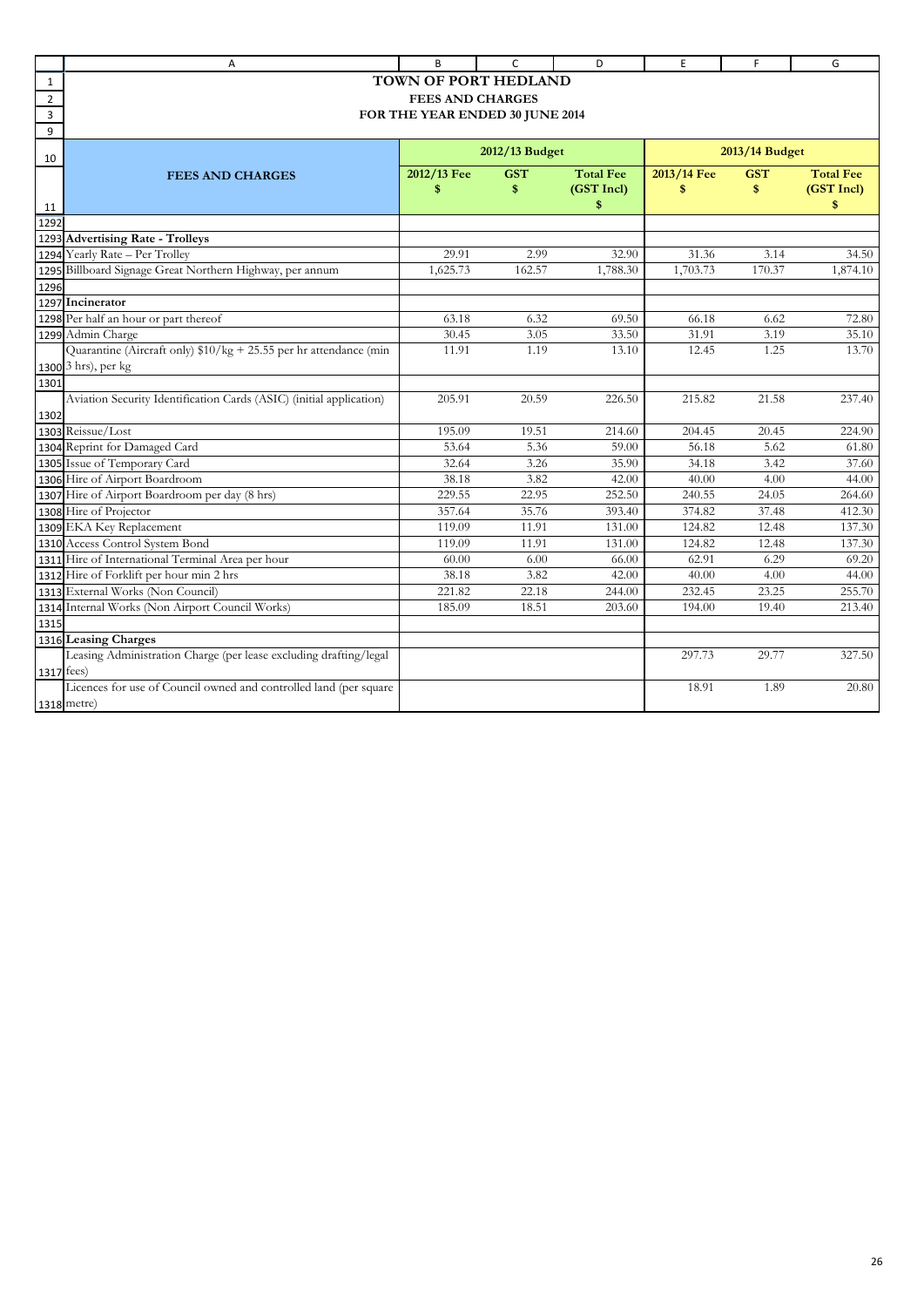# TOWN OF PORT HEDLAND

## FEES AND CHARGES

## FOR THE YEAR ENDED 30 JUNE 2014

| FEES AND CHARGES | 2012/13 Budget | | | 2013/14 Budget | | |
|---|---|---|---|---|---|---|
| | 2012/13 Fee $ | GST $ | Total Fee (GST Incl) $ | 2013/14 Fee $ | GST $ | Total Fee (GST Incl) $ |
| | | | | | | |
| **Advertising Rate - Trolleys** | | | | | | |
| Yearly Rate – Per Trolley | 29.91 | 2.99 | 32.90 | 31.36 | 3.14 | 34.50 |
| Billboard Signage Great Northern Highway, per annum | 1,625.73 | 162.57 | 1,788.30 | 1,703.73 | 170.37 | 1,874.10 |
| | | | | | | |
| **Incinerator** | | | | | | |
| Per half an hour or part thereof | 63.18 | 6.32 | 69.50 | 66.18 | 6.62 | 72.80 |
| Admin Charge | 30.45 | 3.05 | 33.50 | 31.91 | 3.19 | 35.10 |
| Quarantine (Aircraft only) $10/kg + 25.55 per hr attendance (min 3 hrs), per kg | 11.91 | 1.19 | 13.10 | 12.45 | 1.25 | 13.70 |
| | | | | | | |
| Aviation Security Identification Cards (ASIC) (initial application) | 205.91 | 20.59 | 226.50 | 215.82 | 21.58 | 237.40 |
| Reissue/Lost | 195.09 | 19.51 | 214.60 | 204.45 | 20.45 | 224.90 |
| Reprint for Damaged Card | 53.64 | 5.36 | 59.00 | 56.18 | 5.62 | 61.80 |
| Issue of Temporary Card | 32.64 | 3.26 | 35.90 | 34.18 | 3.42 | 37.60 |
| Hire of Airport Boardroom | 38.18 | 3.82 | 42.00 | 40.00 | 4.00 | 44.00 |
| Hire of Airport Boardroom per day (8 hrs) | 229.55 | 22.95 | 252.50 | 240.55 | 24.05 | 264.60 |
| Hire of Projector | 357.64 | 35.76 | 393.40 | 374.82 | 37.48 | 412.30 |
| EKA Key Replacement | 119.09 | 11.91 | 131.00 | 124.82 | 12.48 | 137.30 |
| Access Control System Bond | 119.09 | 11.91 | 131.00 | 124.82 | 12.48 | 137.30 |
| Hire of International Terminal Area per hour | 60.00 | 6.00 | 66.00 | 62.91 | 6.29 | 69.20 |
| Hire of Forklift per hour min 2 hrs | 38.18 | 3.82 | 42.00 | 40.00 | 4.00 | 44.00 |
| External Works (Non Council) | 221.82 | 22.18 | 244.00 | 232.45 | 23.25 | 255.70 |
| Internal Works (Non Airport Council Works) | 185.09 | 18.51 | 203.60 | 194.00 | 19.40 | 213.40 |
| | | | | | | |
| **Leasing Charges** | | | | | | |
| Leasing Administration Charge (per lease excluding drafting/legal fees) | | | | 297.73 | 29.77 | 327.50 |
| Licences for use of Council owned and controlled land (per square metre) | | | | 18.91 | 1.89 | 20.80 |